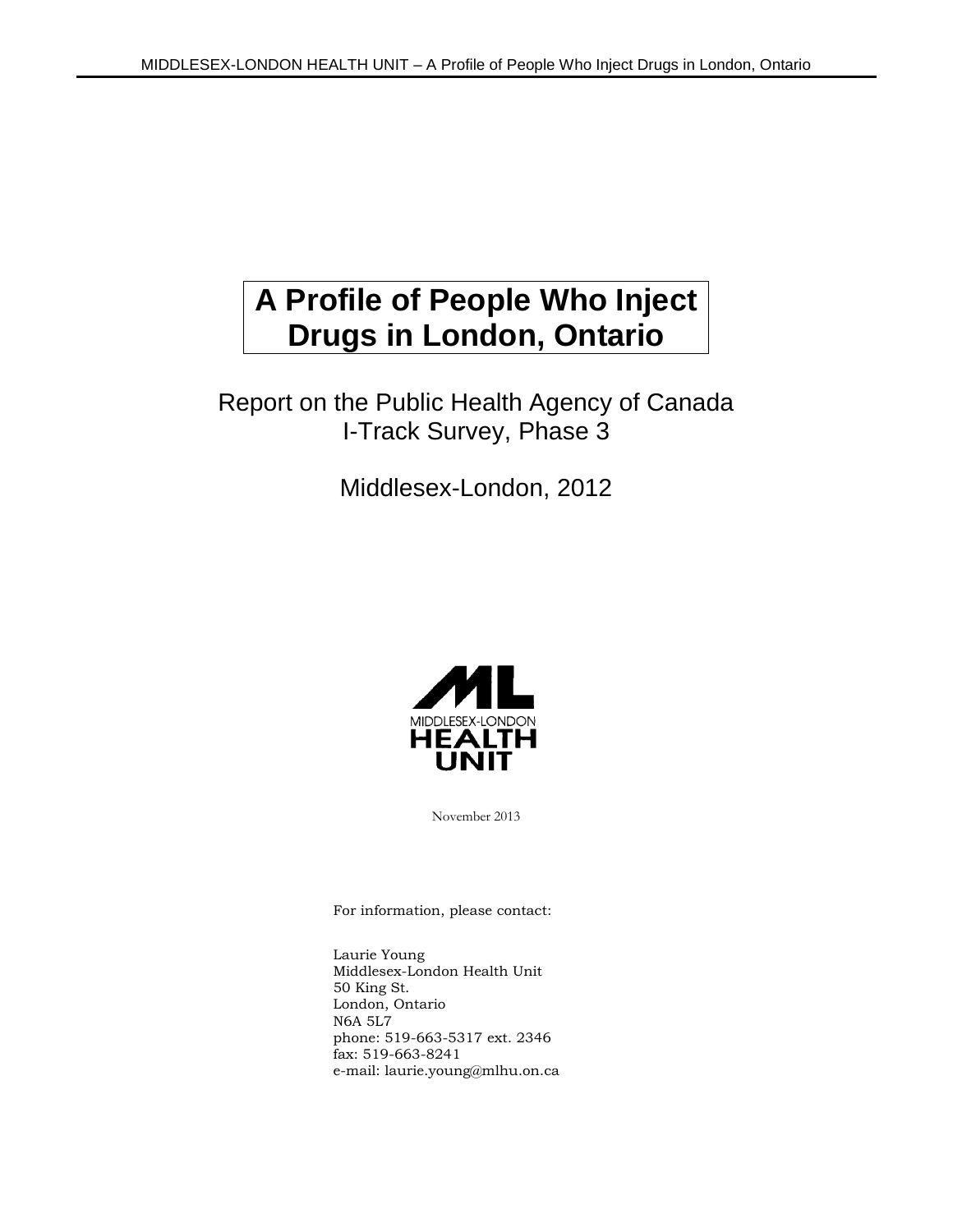# A Profile of People Who Inject Drugs in London, Ontario

Report on the Public Health Agency of Canada I-Track Survey, Phase 3

Middlesex-London, 2012

MIDDLESEX-LONDON HEALTH UNIT

November 2013

For information, please contact:

Laurie Young
Middlesex-London Health Unit
50 King St.
London, Ontario
N6A 5L7
phone: 519-663-5317 ext. 2346
fax: 519-663-8241
e-mail: laurie.young@mlhu.on.ca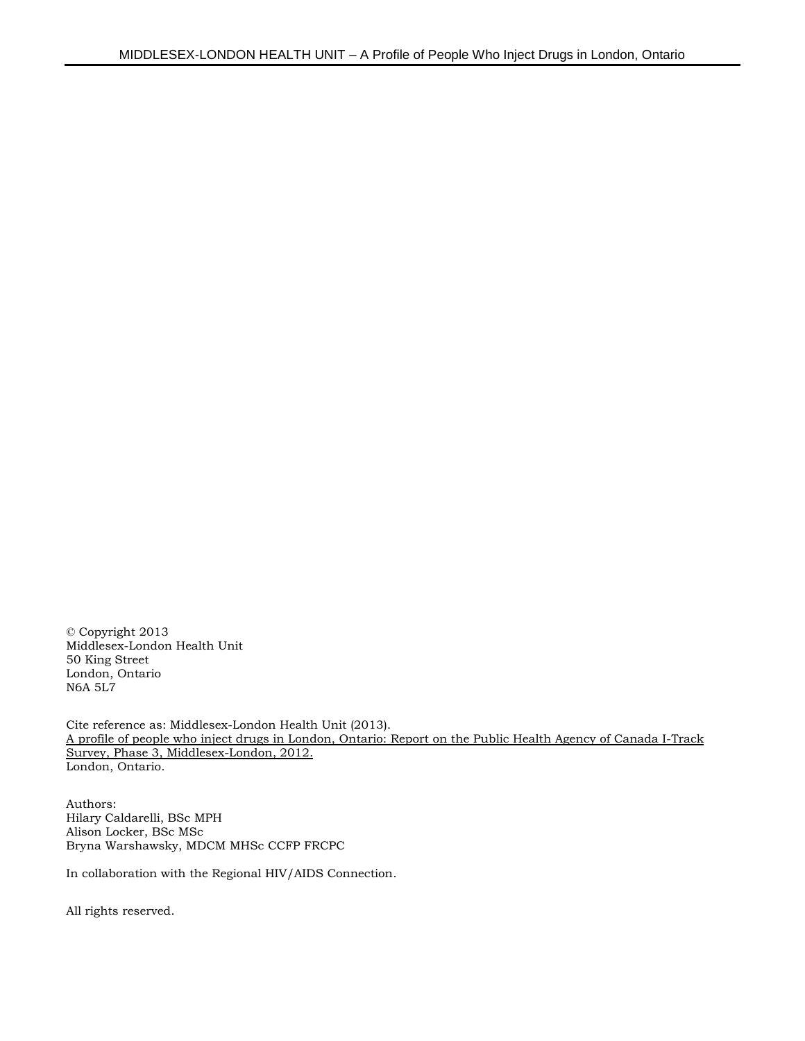© Copyright 2013
Middlesex-London Health Unit
50 King Street
London, Ontario
N6A 5L7

Cite reference as: Middlesex-London Health Unit (2013).
A profile of people who inject drugs in London, Ontario: Report on the Public Health Agency of Canada I-Track Survey, Phase 3, Middlesex-London, 2012.
London, Ontario.

Authors:
Hilary Caldarelli, BSc MPH
Alison Locker, BSc MSc
Bryna Warshawsky, MDCM MHSc CCFP FRCPC

In collaboration with the Regional HIV/AIDS Connection.

All rights reserved.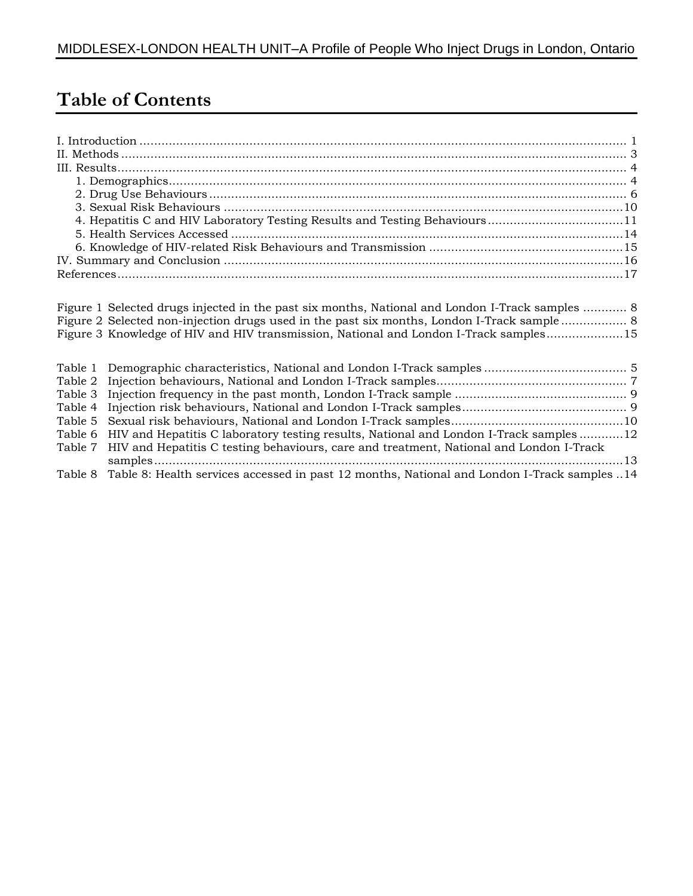# Table of Contents

I. Introduction ........................................................................................................................ 1
II. Methods ............................................................................................................................ 3
III. Results ............................................................................................................................ 4
  1. Demographics ................................................................................................................ 4
  2. Drug Use Behaviours ..................................................................................................... 6
  3. Sexual Risk Behaviours ................................................................................................ 10
  4. Hepatitis C and HIV Laboratory Testing Results and Testing Behaviours ..................... 11
  5. Health Services Accessed ............................................................................................. 14
  6. Knowledge of HIV-related Risk Behaviours and Transmission ...................................... 15
IV. Summary and Conclusion ............................................................................................... 16
References ............................................................................................................................ 17

Figure 1 Selected drugs injected in the past six months, National and London I-Track samples ............ 8
Figure 2 Selected non-injection drugs used in the past six months, London I-Track sample .................. 8
Figure 3 Knowledge of HIV and HIV transmission, National and London I-Track samples ..................... 15

Table 1 Demographic characteristics, National and London I-Track samples ....................................... 5
Table 2 Injection behaviours, National and London I-Track samples .................................................... 7
Table 3 Injection frequency in the past month, London I-Track sample ............................................... 9
Table 4 Injection risk behaviours, National and London I-Track samples ............................................. 9
Table 5 Sexual risk behaviours, National and London I-Track samples ............................................... 10
Table 6 HIV and Hepatitis C laboratory testing results, National and London I-Track samples ............ 12
Table 7 HIV and Hepatitis C testing behaviours, care and treatment, National and London I-Track samples ....................................................................................................................................... 13
Table 8 Table 8: Health services accessed in past 12 months, National and London I-Track samples .. 14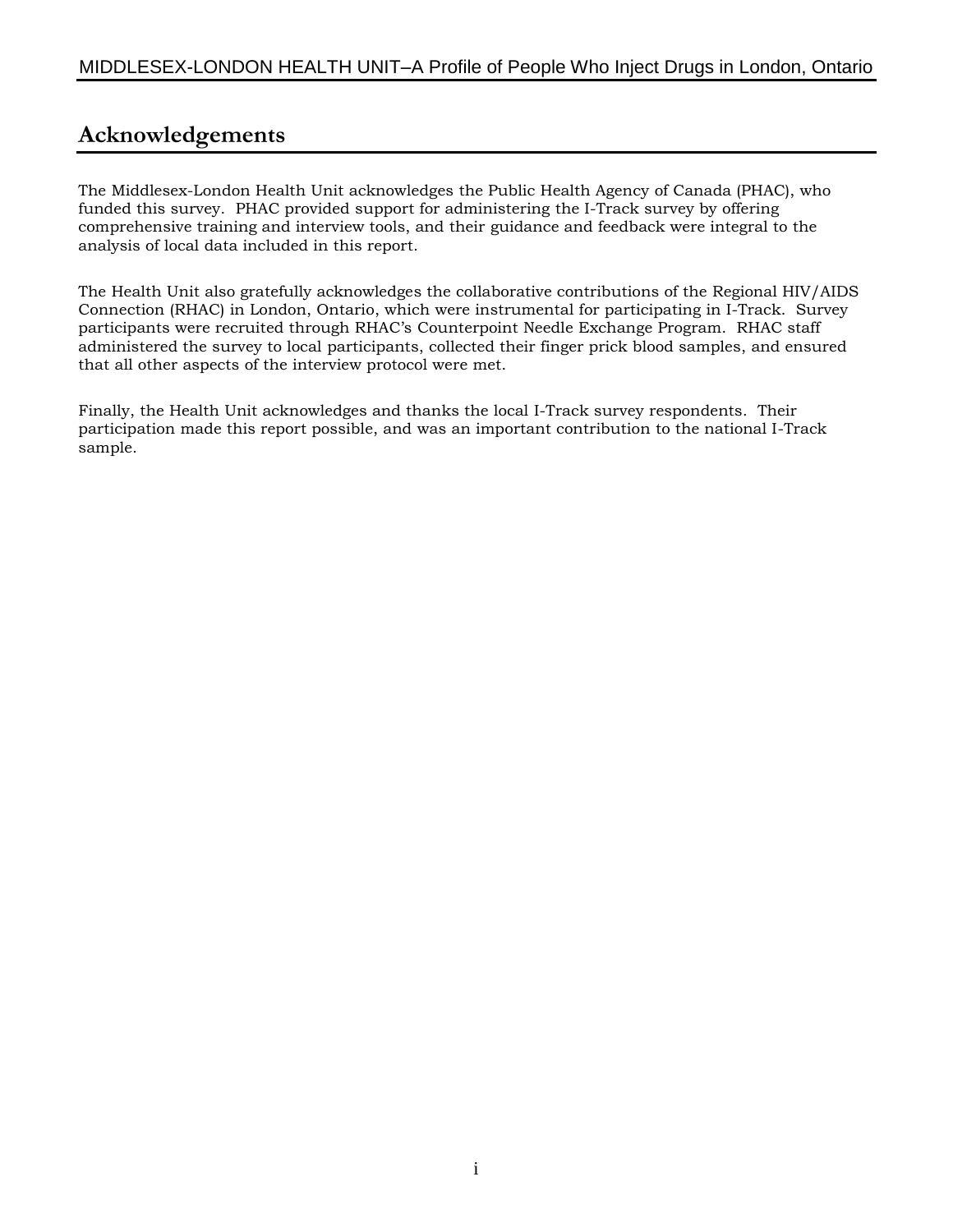# Acknowledgements

The Middlesex-London Health Unit acknowledges the Public Health Agency of Canada (PHAC), who funded this survey. PHAC provided support for administering the I-Track survey by offering comprehensive training and interview tools, and their guidance and feedback were integral to the analysis of local data included in this report.

The Health Unit also gratefully acknowledges the collaborative contributions of the Regional HIV/AIDS Connection (RHAC) in London, Ontario, which were instrumental for participating in I-Track. Survey participants were recruited through RHAC's Counterpoint Needle Exchange Program. RHAC staff administered the survey to local participants, collected their finger prick blood samples, and ensured that all other aspects of the interview protocol were met.

Finally, the Health Unit acknowledges and thanks the local I-Track survey respondents. Their participation made this report possible, and was an important contribution to the national I-Track sample.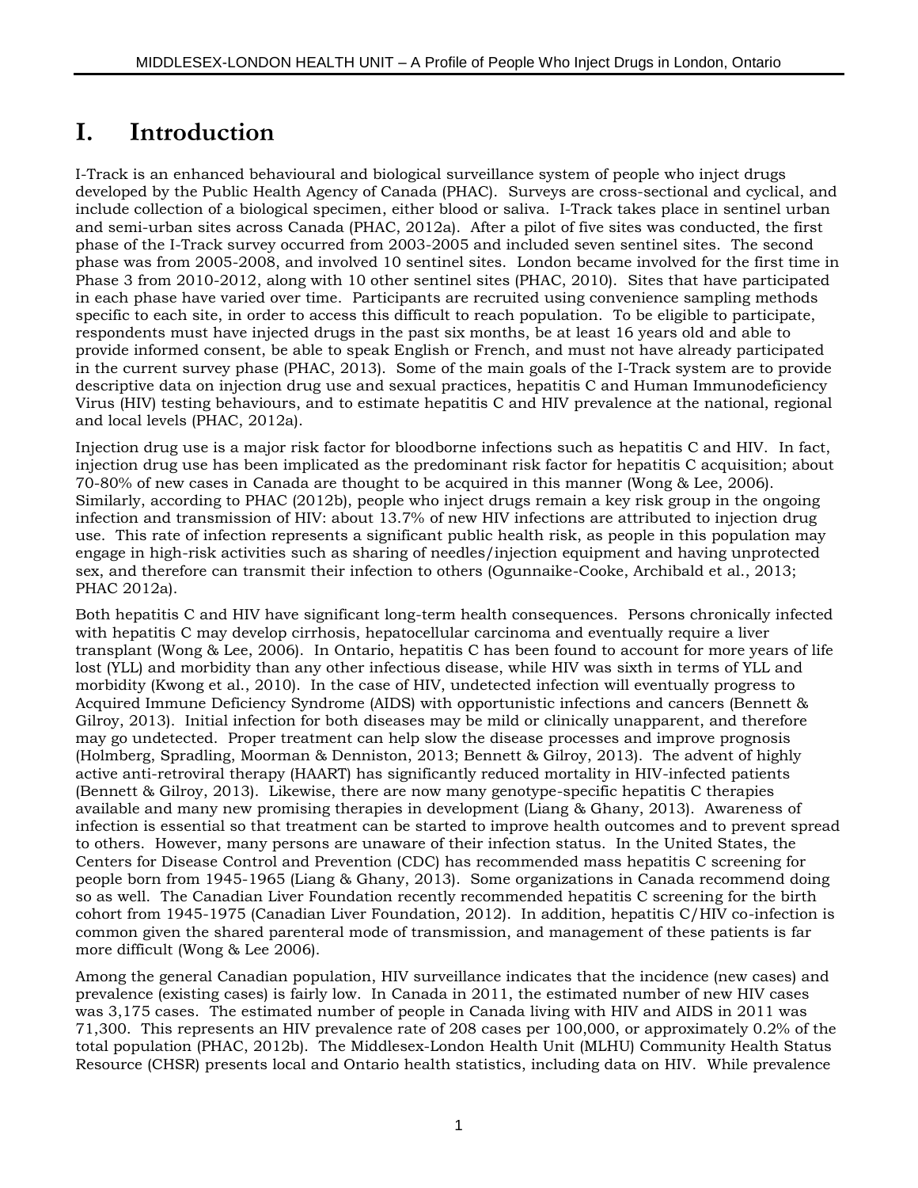# I. Introduction

I-Track is an enhanced behavioural and biological surveillance system of people who inject drugs developed by the Public Health Agency of Canada (PHAC). Surveys are cross-sectional and cyclical, and include collection of a biological specimen, either blood or saliva. I-Track takes place in sentinel urban and semi-urban sites across Canada (PHAC, 2012a). After a pilot of five sites was conducted, the first phase of the I-Track survey occurred from 2003-2005 and included seven sentinel sites. The second phase was from 2005-2008, and involved 10 sentinel sites. London became involved for the first time in Phase 3 from 2010-2012, along with 10 other sentinel sites (PHAC, 2010). Sites that have participated in each phase have varied over time. Participants are recruited using convenience sampling methods specific to each site, in order to access this difficult to reach population. To be eligible to participate, respondents must have injected drugs in the past six months, be at least 16 years old and able to provide informed consent, be able to speak English or French, and must not have already participated in the current survey phase (PHAC, 2013). Some of the main goals of the I-Track system are to provide descriptive data on injection drug use and sexual practices, hepatitis C and Human Immunodeficiency Virus (HIV) testing behaviours, and to estimate hepatitis C and HIV prevalence at the national, regional and local levels (PHAC, 2012a).

Injection drug use is a major risk factor for bloodborne infections such as hepatitis C and HIV. In fact, injection drug use has been implicated as the predominant risk factor for hepatitis C acquisition; about 70-80% of new cases in Canada are thought to be acquired in this manner (Wong & Lee, 2006). Similarly, according to PHAC (2012b), people who inject drugs remain a key risk group in the ongoing infection and transmission of HIV: about 13.7% of new HIV infections are attributed to injection drug use. This rate of infection represents a significant public health risk, as people in this population may engage in high-risk activities such as sharing of needles/injection equipment and having unprotected sex, and therefore can transmit their infection to others (Ogunnaike-Cooke, Archibald et al., 2013; PHAC 2012a).

Both hepatitis C and HIV have significant long-term health consequences. Persons chronically infected with hepatitis C may develop cirrhosis, hepatocellular carcinoma and eventually require a liver transplant (Wong & Lee, 2006). In Ontario, hepatitis C has been found to account for more years of life lost (YLL) and morbidity than any other infectious disease, while HIV was sixth in terms of YLL and morbidity (Kwong et al., 2010). In the case of HIV, undetected infection will eventually progress to Acquired Immune Deficiency Syndrome (AIDS) with opportunistic infections and cancers (Bennett & Gilroy, 2013). Initial infection for both diseases may be mild or clinically unapparent, and therefore may go undetected. Proper treatment can help slow the disease processes and improve prognosis (Holmberg, Spradling, Moorman & Denniston, 2013; Bennett & Gilroy, 2013). The advent of highly active anti-retroviral therapy (HAART) has significantly reduced mortality in HIV-infected patients (Bennett & Gilroy, 2013). Likewise, there are now many genotype-specific hepatitis C therapies available and many new promising therapies in development (Liang & Ghany, 2013). Awareness of infection is essential so that treatment can be started to improve health outcomes and to prevent spread to others. However, many persons are unaware of their infection status. In the United States, the Centers for Disease Control and Prevention (CDC) has recommended mass hepatitis C screening for people born from 1945-1965 (Liang & Ghany, 2013). Some organizations in Canada recommend doing so as well. The Canadian Liver Foundation recently recommended hepatitis C screening for the birth cohort from 1945-1975 (Canadian Liver Foundation, 2012). In addition, hepatitis C/HIV co-infection is common given the shared parenteral mode of transmission, and management of these patients is far more difficult (Wong & Lee 2006).

Among the general Canadian population, HIV surveillance indicates that the incidence (new cases) and prevalence (existing cases) is fairly low. In Canada in 2011, the estimated number of new HIV cases was 3,175 cases. The estimated number of people in Canada living with HIV and AIDS in 2011 was 71,300. This represents an HIV prevalence rate of 208 cases per 100,000, or approximately 0.2% of the total population (PHAC, 2012b). The Middlesex-London Health Unit (MLHU) Community Health Status Resource (CHSR) presents local and Ontario health statistics, including data on HIV. While prevalence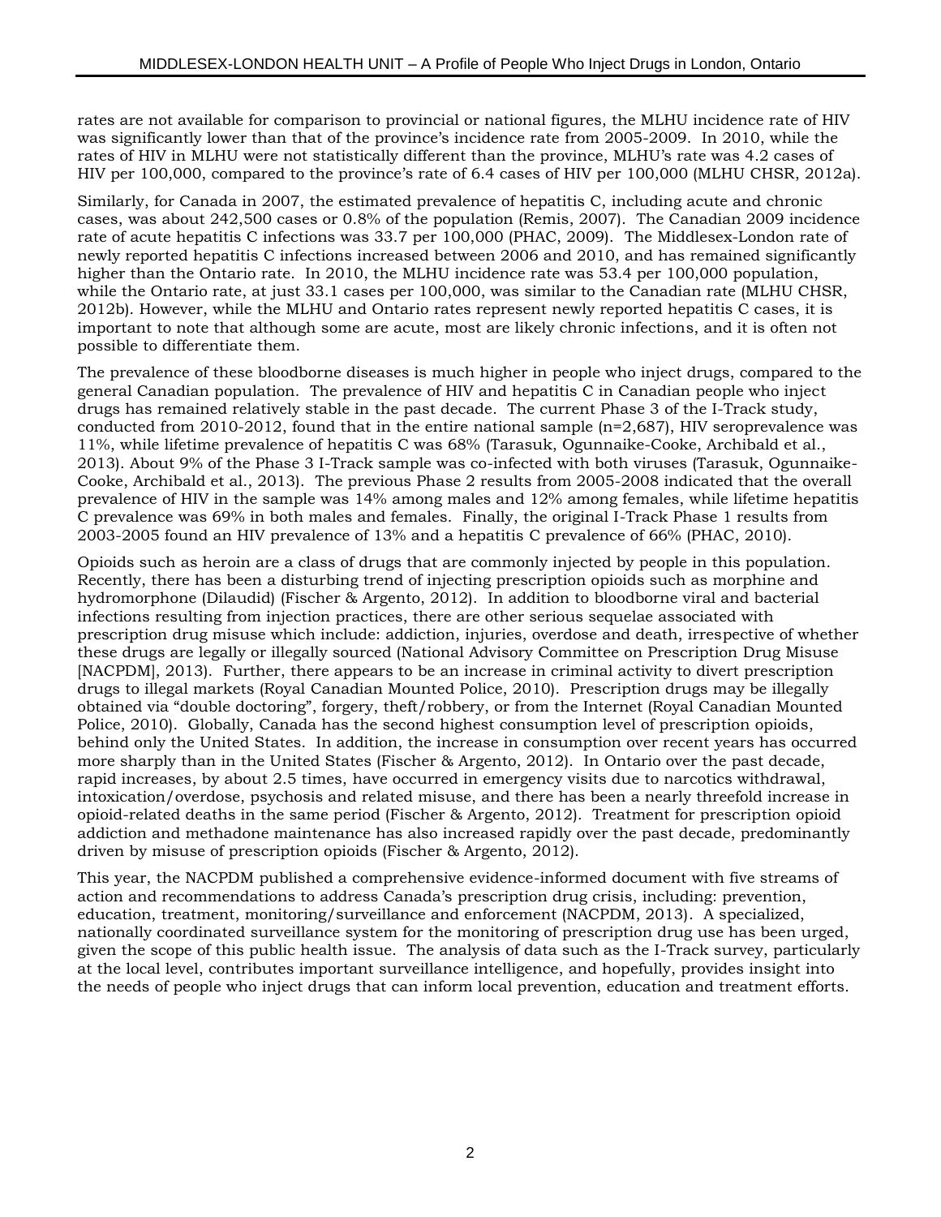rates are not available for comparison to provincial or national figures, the MLHU incidence rate of HIV was significantly lower than that of the province's incidence rate from 2005-2009. In 2010, while the rates of HIV in MLHU were not statistically different than the province, MLHU's rate was 4.2 cases of HIV per 100,000, compared to the province's rate of 6.4 cases of HIV per 100,000 (MLHU CHSR, 2012a).

Similarly, for Canada in 2007, the estimated prevalence of hepatitis C, including acute and chronic cases, was about 242,500 cases or 0.8% of the population (Remis, 2007). The Canadian 2009 incidence rate of acute hepatitis C infections was 33.7 per 100,000 (PHAC, 2009). The Middlesex-London rate of newly reported hepatitis C infections increased between 2006 and 2010, and has remained significantly higher than the Ontario rate. In 2010, the MLHU incidence rate was 53.4 per 100,000 population, while the Ontario rate, at just 33.1 cases per 100,000, was similar to the Canadian rate (MLHU CHSR, 2012b). However, while the MLHU and Ontario rates represent newly reported hepatitis C cases, it is important to note that although some are acute, most are likely chronic infections, and it is often not possible to differentiate them.

The prevalence of these bloodborne diseases is much higher in people who inject drugs, compared to the general Canadian population. The prevalence of HIV and hepatitis C in Canadian people who inject drugs has remained relatively stable in the past decade. The current Phase 3 of the I-Track study, conducted from 2010-2012, found that in the entire national sample (n=2,687), HIV seroprevalence was 11%, while lifetime prevalence of hepatitis C was 68% (Tarasuk, Ogunnaike-Cooke, Archibald et al., 2013). About 9% of the Phase 3 I-Track sample was co-infected with both viruses (Tarasuk, Ogunnaike-Cooke, Archibald et al., 2013). The previous Phase 2 results from 2005-2008 indicated that the overall prevalence of HIV in the sample was 14% among males and 12% among females, while lifetime hepatitis C prevalence was 69% in both males and females. Finally, the original I-Track Phase 1 results from 2003-2005 found an HIV prevalence of 13% and a hepatitis C prevalence of 66% (PHAC, 2010).

Opioids such as heroin are a class of drugs that are commonly injected by people in this population. Recently, there has been a disturbing trend of injecting prescription opioids such as morphine and hydromorphone (Dilaudid) (Fischer & Argento, 2012). In addition to bloodborne viral and bacterial infections resulting from injection practices, there are other serious sequelae associated with prescription drug misuse which include: addiction, injuries, overdose and death, irrespective of whether these drugs are legally or illegally sourced (National Advisory Committee on Prescription Drug Misuse [NACPDM], 2013). Further, there appears to be an increase in criminal activity to divert prescription drugs to illegal markets (Royal Canadian Mounted Police, 2010). Prescription drugs may be illegally obtained via "double doctoring", forgery, theft/robbery, or from the Internet (Royal Canadian Mounted Police, 2010). Globally, Canada has the second highest consumption level of prescription opioids, behind only the United States. In addition, the increase in consumption over recent years has occurred more sharply than in the United States (Fischer & Argento, 2012). In Ontario over the past decade, rapid increases, by about 2.5 times, have occurred in emergency visits due to narcotics withdrawal, intoxication/overdose, psychosis and related misuse, and there has been a nearly threefold increase in opioid-related deaths in the same period (Fischer & Argento, 2012). Treatment for prescription opioid addiction and methadone maintenance has also increased rapidly over the past decade, predominantly driven by misuse of prescription opioids (Fischer & Argento, 2012).

This year, the NACPDM published a comprehensive evidence-informed document with five streams of action and recommendations to address Canada's prescription drug crisis, including: prevention, education, treatment, monitoring/surveillance and enforcement (NACPDM, 2013). A specialized, nationally coordinated surveillance system for the monitoring of prescription drug use has been urged, given the scope of this public health issue. The analysis of data such as the I-Track survey, particularly at the local level, contributes important surveillance intelligence, and hopefully, provides insight into the needs of people who inject drugs that can inform local prevention, education and treatment efforts.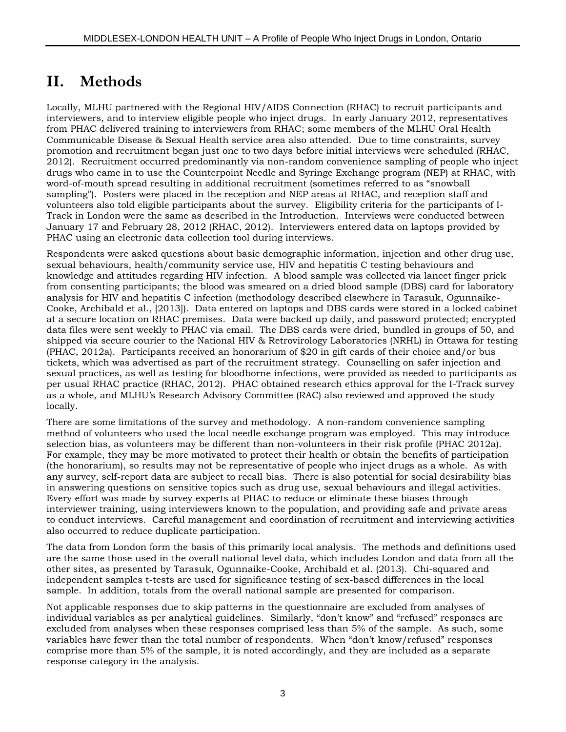# II. Methods

Locally, MLHU partnered with the Regional HIV/AIDS Connection (RHAC) to recruit participants and interviewers, and to interview eligible people who inject drugs. In early January 2012, representatives from PHAC delivered training to interviewers from RHAC; some members of the MLHU Oral Health Communicable Disease & Sexual Health service area also attended. Due to time constraints, survey promotion and recruitment began just one to two days before initial interviews were scheduled (RHAC, 2012). Recruitment occurred predominantly via non-random convenience sampling of people who inject drugs who came in to use the Counterpoint Needle and Syringe Exchange program (NEP) at RHAC, with word-of-mouth spread resulting in additional recruitment (sometimes referred to as "snowball sampling"). Posters were placed in the reception and NEP areas at RHAC, and reception staff and volunteers also told eligible participants about the survey. Eligibility criteria for the participants of I-Track in London were the same as described in the Introduction. Interviews were conducted between January 17 and February 28, 2012 (RHAC, 2012). Interviewers entered data on laptops provided by PHAC using an electronic data collection tool during interviews.

Respondents were asked questions about basic demographic information, injection and other drug use, sexual behaviours, health/community service use, HIV and hepatitis C testing behaviours and knowledge and attitudes regarding HIV infection. A blood sample was collected via lancet finger prick from consenting participants; the blood was smeared on a dried blood sample (DBS) card for laboratory analysis for HIV and hepatitis C infection (methodology described elsewhere in Tarasuk, Ogunnaike-Cooke, Archibald et al., [2013]). Data entered on laptops and DBS cards were stored in a locked cabinet at a secure location on RHAC premises. Data were backed up daily, and password protected; encrypted data files were sent weekly to PHAC via email. The DBS cards were dried, bundled in groups of 50, and shipped via secure courier to the National HIV & Retrovirology Laboratories (NRHL) in Ottawa for testing (PHAC, 2012a). Participants received an honorarium of $20 in gift cards of their choice and/or bus tickets, which was advertised as part of the recruitment strategy. Counselling on safer injection and sexual practices, as well as testing for bloodborne infections, were provided as needed to participants as per usual RHAC practice (RHAC, 2012). PHAC obtained research ethics approval for the I-Track survey as a whole, and MLHU's Research Advisory Committee (RAC) also reviewed and approved the study locally.

There are some limitations of the survey and methodology. A non-random convenience sampling method of volunteers who used the local needle exchange program was employed. This may introduce selection bias, as volunteers may be different than non-volunteers in their risk profile (PHAC 2012a). For example, they may be more motivated to protect their health or obtain the benefits of participation (the honorarium), so results may not be representative of people who inject drugs as a whole. As with any survey, self-report data are subject to recall bias. There is also potential for social desirability bias in answering questions on sensitive topics such as drug use, sexual behaviours and illegal activities. Every effort was made by survey experts at PHAC to reduce or eliminate these biases through interviewer training, using interviewers known to the population, and providing safe and private areas to conduct interviews. Careful management and coordination of recruitment and interviewing activities also occurred to reduce duplicate participation.

The data from London form the basis of this primarily local analysis. The methods and definitions used are the same those used in the overall national level data, which includes London and data from all the other sites, as presented by Tarasuk, Ogunnaike-Cooke, Archibald et al. (2013). Chi-squared and independent samples t-tests are used for significance testing of sex-based differences in the local sample. In addition, totals from the overall national sample are presented for comparison.

Not applicable responses due to skip patterns in the questionnaire are excluded from analyses of individual variables as per analytical guidelines. Similarly, "don't know" and "refused" responses are excluded from analyses when these responses comprised less than 5% of the sample. As such, some variables have fewer than the total number of respondents. When "don't know/refused" responses comprise more than 5% of the sample, it is noted accordingly, and they are included as a separate response category in the analysis.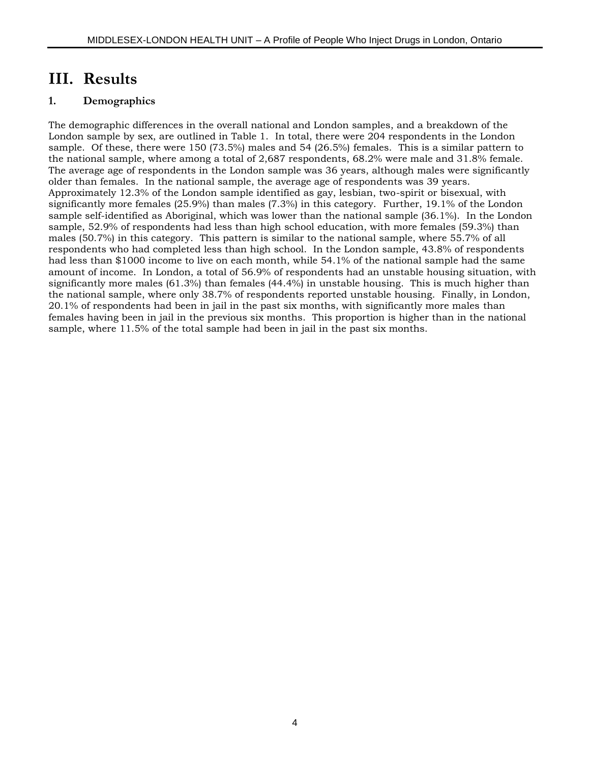# III. Results

## 1. Demographics

The demographic differences in the overall national and London samples, and a breakdown of the London sample by sex, are outlined in Table 1. In total, there were 204 respondents in the London sample. Of these, there were 150 (73.5%) males and 54 (26.5%) females. This is a similar pattern to the national sample, where among a total of 2,687 respondents, 68.2% were male and 31.8% female. The average age of respondents in the London sample was 36 years, although males were significantly older than females. In the national sample, the average age of respondents was 39 years. Approximately 12.3% of the London sample identified as gay, lesbian, two-spirit or bisexual, with significantly more females (25.9%) than males (7.3%) in this category. Further, 19.1% of the London sample self-identified as Aboriginal, which was lower than the national sample (36.1%). In the London sample, 52.9% of respondents had less than high school education, with more females (59.3%) than males (50.7%) in this category. This pattern is similar to the national sample, where 55.7% of all respondents who had completed less than high school. In the London sample, 43.8% of respondents had less than $1000 income to live on each month, while 54.1% of the national sample had the same amount of income. In London, a total of 56.9% of respondents had an unstable housing situation, with significantly more males (61.3%) than females (44.4%) in unstable housing. This is much higher than the national sample, where only 38.7% of respondents reported unstable housing. Finally, in London, 20.1% of respondents had been in jail in the past six months, with significantly more males than females having been in jail in the previous six months. This proportion is higher than in the national sample, where 11.5% of the total sample had been in jail in the past six months.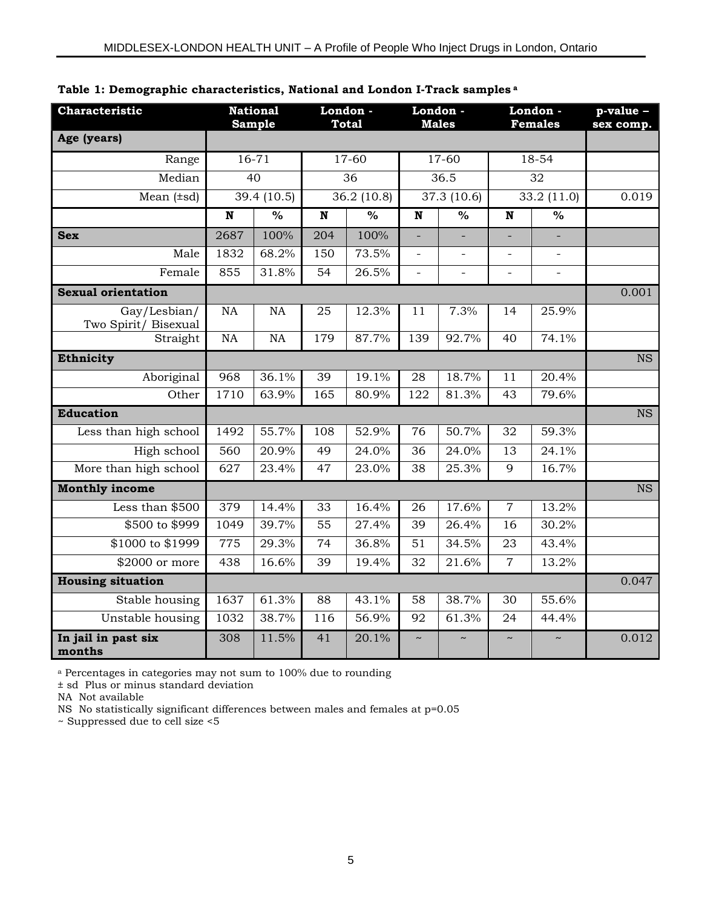**Table 1: Demographic characteristics, National and London I-Track samples [a]**

| Characteristic | National Sample | | London - Total | | London - Males | | London - Females | | p-value – sex comp. |
|---|---|---|---|---|---|---|---|---|---|
| **Age (years)** | | | | | | | | | |
| Range | 16-71 | | 17-60 | | 17-60 | | 18-54 | | |
| Median | 40 | | 36 | | 36.5 | | 32 | | |
| Mean (±sd) | 39.4 (10.5) | | 36.2 (10.8) | | 37.3 (10.6) | | 33.2 (11.0) | | 0.019 |
| | **N** | **%** | **N** | **%** | **N** | **%** | **N** | **%** | |
| **Sex** | 2687 | 100% | 204 | 100% | - | - | - | - | |
| Male | 1832 | 68.2% | 150 | 73.5% | - | - | - | - | |
| Female | 855 | 31.8% | 54 | 26.5% | - | - | - | - | |
| **Sexual orientation** | | | | | | | | | 0.001 |
| Gay/Lesbian/ Two Spirit/ Bisexual | NA | NA | 25 | 12.3% | 11 | 7.3% | 14 | 25.9% | |
| Straight | NA | NA | 179 | 87.7% | 139 | 92.7% | 40 | 74.1% | |
| **Ethnicity** | | | | | | | | | NS |
| Aboriginal | 968 | 36.1% | 39 | 19.1% | 28 | 18.7% | 11 | 20.4% | |
| Other | 1710 | 63.9% | 165 | 80.9% | 122 | 81.3% | 43 | 79.6% | |
| **Education** | | | | | | | | | NS |
| Less than high school | 1492 | 55.7% | 108 | 52.9% | 76 | 50.7% | 32 | 59.3% | |
| High school | 560 | 20.9% | 49 | 24.0% | 36 | 24.0% | 13 | 24.1% | |
| More than high school | 627 | 23.4% | 47 | 23.0% | 38 | 25.3% | 9 | 16.7% | |
| **Monthly income** | | | | | | | | | NS |
| Less than $500 | 379 | 14.4% | 33 | 16.4% | 26 | 17.6% | 7 | 13.2% | |
| $500 to $999 | 1049 | 39.7% | 55 | 27.4% | 39 | 26.4% | 16 | 30.2% | |
| $1000 to $1999 | 775 | 29.3% | 74 | 36.8% | 51 | 34.5% | 23 | 43.4% | |
| $2000 or more | 438 | 16.6% | 39 | 19.4% | 32 | 21.6% | 7 | 13.2% | |
| **Housing situation** | | | | | | | | | 0.047 |
| Stable housing | 1637 | 61.3% | 88 | 43.1% | 58 | 38.7% | 30 | 55.6% | |
| Unstable housing | 1032 | 38.7% | 116 | 56.9% | 92 | 61.3% | 24 | 44.4% | |
| **In jail in past six months** | 308 | 11.5% | 41 | 20.1% | ~ | ~ | ~ | ~ | 0.012 |

[a] Percentages in categories may not sum to 100% due to rounding
± sd Plus or minus standard deviation
NA Not available
NS No statistically significant differences between males and females at p=0.05
~ Suppressed due to cell size <5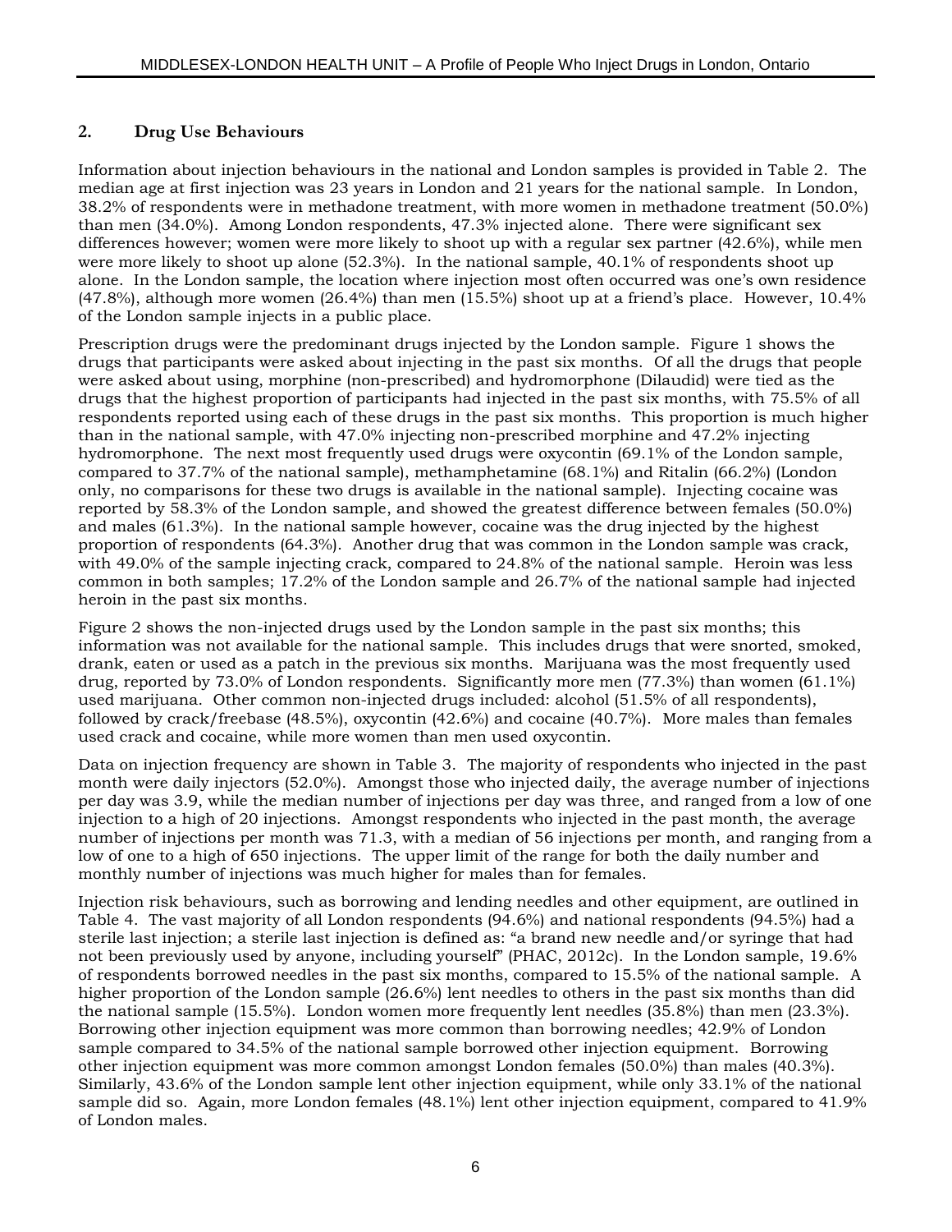## 2. Drug Use Behaviours

Information about injection behaviours in the national and London samples is provided in Table 2. The median age at first injection was 23 years in London and 21 years for the national sample. In London, 38.2% of respondents were in methadone treatment, with more women in methadone treatment (50.0%) than men (34.0%). Among London respondents, 47.3% injected alone. There were significant sex differences however; women were more likely to shoot up with a regular sex partner (42.6%), while men were more likely to shoot up alone (52.3%). In the national sample, 40.1% of respondents shoot up alone. In the London sample, the location where injection most often occurred was one's own residence (47.8%), although more women (26.4%) than men (15.5%) shoot up at a friend's place. However, 10.4% of the London sample injects in a public place.

Prescription drugs were the predominant drugs injected by the London sample. Figure 1 shows the drugs that participants were asked about injecting in the past six months. Of all the drugs that people were asked about using, morphine (non-prescribed) and hydromorphone (Dilaudid) were tied as the drugs that the highest proportion of participants had injected in the past six months, with 75.5% of all respondents reported using each of these drugs in the past six months. This proportion is much higher than in the national sample, with 47.0% injecting non-prescribed morphine and 47.2% injecting hydromorphone. The next most frequently used drugs were oxycontin (69.1% of the London sample, compared to 37.7% of the national sample), methamphetamine (68.1%) and Ritalin (66.2%) (London only, no comparisons for these two drugs is available in the national sample). Injecting cocaine was reported by 58.3% of the London sample, and showed the greatest difference between females (50.0%) and males (61.3%). In the national sample however, cocaine was the drug injected by the highest proportion of respondents (64.3%). Another drug that was common in the London sample was crack, with 49.0% of the sample injecting crack, compared to 24.8% of the national sample. Heroin was less common in both samples; 17.2% of the London sample and 26.7% of the national sample had injected heroin in the past six months.

Figure 2 shows the non-injected drugs used by the London sample in the past six months; this information was not available for the national sample. This includes drugs that were snorted, smoked, drank, eaten or used as a patch in the previous six months. Marijuana was the most frequently used drug, reported by 73.0% of London respondents. Significantly more men (77.3%) than women (61.1%) used marijuana. Other common non-injected drugs included: alcohol (51.5% of all respondents), followed by crack/freebase (48.5%), oxycontin (42.6%) and cocaine (40.7%). More males than females used crack and cocaine, while more women than men used oxycontin.

Data on injection frequency are shown in Table 3. The majority of respondents who injected in the past month were daily injectors (52.0%). Amongst those who injected daily, the average number of injections per day was 3.9, while the median number of injections per day was three, and ranged from a low of one injection to a high of 20 injections. Amongst respondents who injected in the past month, the average number of injections per month was 71.3, with a median of 56 injections per month, and ranging from a low of one to a high of 650 injections. The upper limit of the range for both the daily number and monthly number of injections was much higher for males than for females.

Injection risk behaviours, such as borrowing and lending needles and other equipment, are outlined in Table 4. The vast majority of all London respondents (94.6%) and national respondents (94.5%) had a sterile last injection; a sterile last injection is defined as: "a brand new needle and/or syringe that had not been previously used by anyone, including yourself" (PHAC, 2012c). In the London sample, 19.6% of respondents borrowed needles in the past six months, compared to 15.5% of the national sample. A higher proportion of the London sample (26.6%) lent needles to others in the past six months than did the national sample (15.5%). London women more frequently lent needles (35.8%) than men (23.3%). Borrowing other injection equipment was more common than borrowing needles; 42.9% of London sample compared to 34.5% of the national sample borrowed other injection equipment. Borrowing other injection equipment was more common amongst London females (50.0%) than males (40.3%). Similarly, 43.6% of the London sample lent other injection equipment, while only 33.1% of the national sample did so. Again, more London females (48.1%) lent other injection equipment, compared to 41.9% of London males.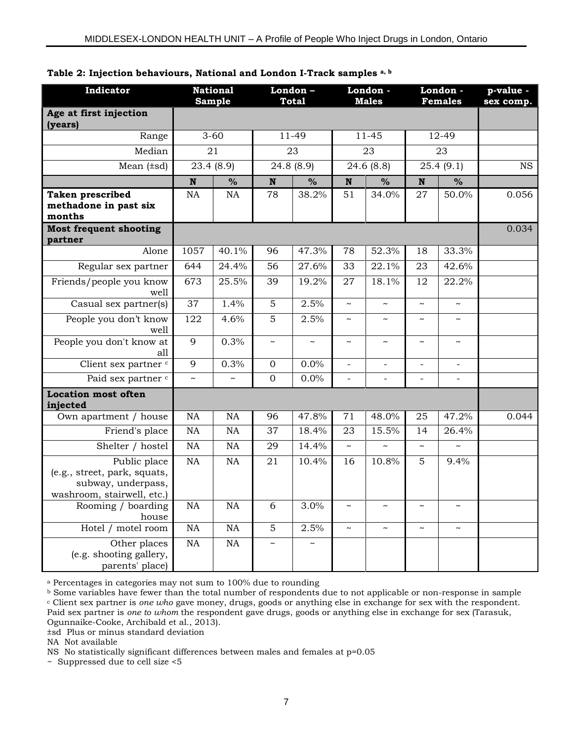**Table 2: Injection behaviours, National and London I-Track samples [a, b]**

| Indicator | National Sample | | London – Total | | London - Males | | London - Females | | p-value - sex comp. |
|---|---|---|---|---|---|---|---|---|---|
| **Age at first injection (years)** | | | | | | | | | |
| Range | 3-60 | | 11-49 | | 11-45 | | 12-49 | | |
| Median | 21 | | 23 | | 23 | | 23 | | |
| Mean (±sd) | 23.4 (8.9) | | 24.8 (8.9) | | 24.6 (8.8) | | 25.4 (9.1) | | NS |
| | **N** | **%** | **N** | **%** | **N** | **%** | **N** | **%** | |
| **Taken prescribed methadone in past six months** | NA | NA | 78 | 38.2% | 51 | 34.0% | 27 | 50.0% | 0.056 |
| **Most frequent shooting partner** | | | | | | | | | 0.034 |
| Alone | 1057 | 40.1% | 96 | 47.3% | 78 | 52.3% | 18 | 33.3% | |
| Regular sex partner | 644 | 24.4% | 56 | 27.6% | 33 | 22.1% | 23 | 42.6% | |
| Friends/people you know well | 673 | 25.5% | 39 | 19.2% | 27 | 18.1% | 12 | 22.2% | |
| Casual sex partner(s) | 37 | 1.4% | 5 | 2.5% | ~ | ~ | ~ | ~ | |
| People you don't know well | 122 | 4.6% | 5 | 2.5% | ~ | ~ | ~ | ~ | |
| People you don't know at all | 9 | 0.3% | ~ | ~ | ~ | ~ | ~ | ~ | |
| Client sex partner [c] | 9 | 0.3% | 0 | 0.0% | - | - | - | - | |
| Paid sex partner [c] | ~ | ~ | 0 | 0.0% | - | - | - | - | |
| **Location most often injected** | | | | | | | | | |
| Own apartment / house | NA | NA | 96 | 47.8% | 71 | 48.0% | 25 | 47.2% | 0.044 |
| Friend's place | NA | NA | 37 | 18.4% | 23 | 15.5% | 14 | 26.4% | |
| Shelter / hostel | NA | NA | 29 | 14.4% | ~ | ~ | ~ | ~ | |
| Public place (e.g., street, park, squats, subway, underpass, washroom, stairwell, etc.) | NA | NA | 21 | 10.4% | 16 | 10.8% | 5 | 9.4% | |
| Rooming / boarding house | NA | NA | 6 | 3.0% | ~ | ~ | ~ | ~ | |
| Hotel / motel room | NA | NA | 5 | 2.5% | ~ | ~ | ~ | ~ | |
| Other places (e.g. shooting gallery, parents' place) | NA | NA | ~ | ~ | | | | | |

[a] Percentages in categories may not sum to 100% due to rounding
[b] Some variables have fewer than the total number of respondents due to not applicable or non-response in sample
[c] Client sex partner is *one who* gave money, drugs, goods or anything else in exchange for sex with the respondent. Paid sex partner is *one to whom* the respondent gave drugs, goods or anything else in exchange for sex (Tarasuk, Ogunnaike-Cooke, Archibald et al., 2013).
±sd Plus or minus standard deviation
NA Not available
NS No statistically significant differences between males and females at p=0.05
~ Suppressed due to cell size <5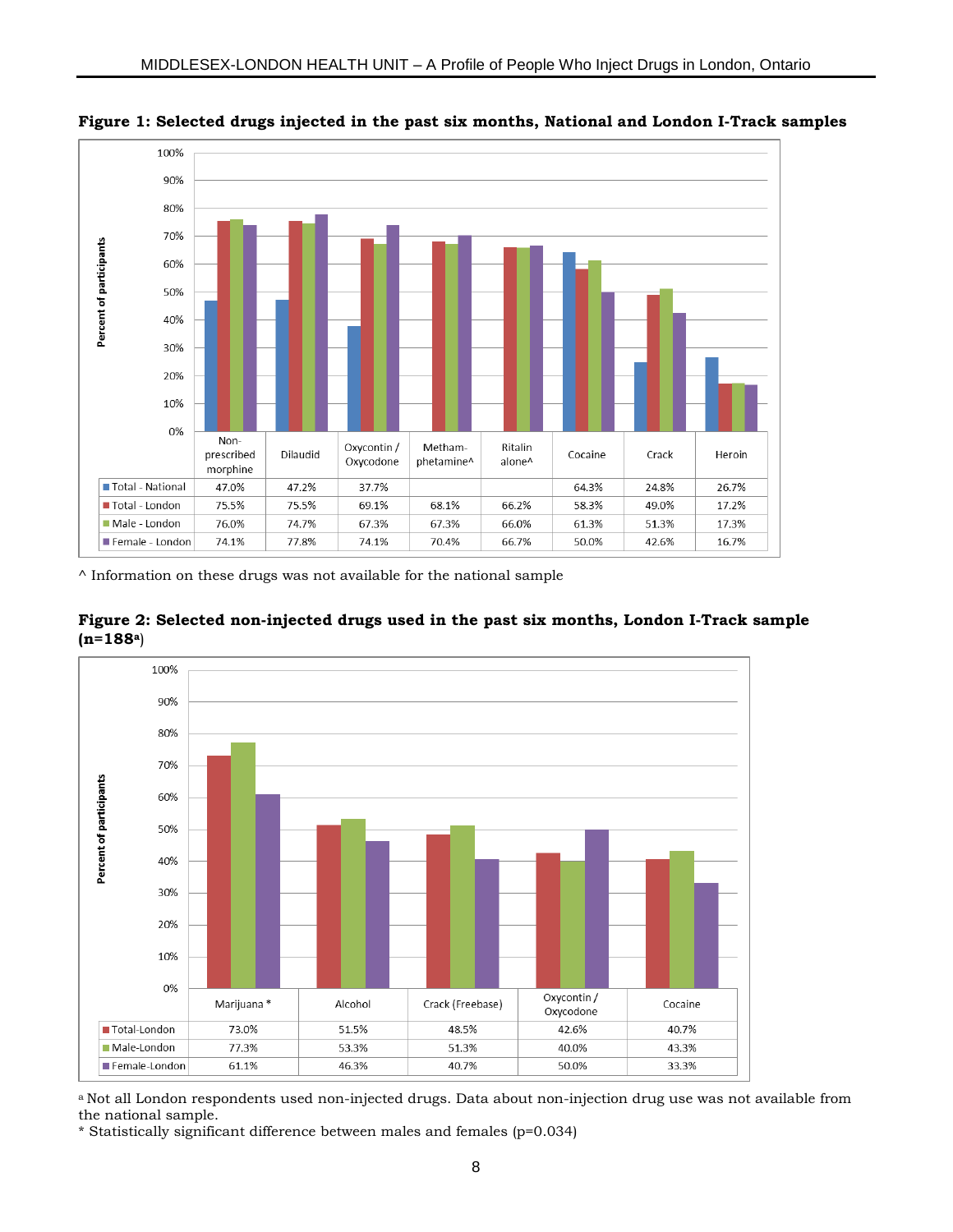**Figure 1: Selected drugs injected in the past six months, National and London I-Track samples**

| | Non-prescribed morphine | Dilaudid | Oxycontin / Oxycodone | Metham-phetamine^ | Ritalin alone^ | Cocaine | Crack | Heroin |
|---|---|---|---|---|---|---|---|---|
| Total - National | 47.0% | 47.2% | 37.7% | | | 64.3% | 24.8% | 26.7% |
| Total - London | 75.5% | 75.5% | 69.1% | 68.1% | 66.2% | 58.3% | 49.0% | 17.2% |
| Male - London | 76.0% | 74.7% | 67.3% | 67.3% | 66.0% | 61.3% | 51.3% | 17.3% |
| Female - London | 74.1% | 77.8% | 74.1% | 70.4% | 66.7% | 50.0% | 42.6% | 16.7% |

^ Information on these drugs was not available for the national sample

**Figure 2: Selected non-injected drugs used in the past six months, London I-Track sample (n=188[a])**

| | Marijuana * | Alcohol | Crack (Freebase) | Oxycontin / Oxycodone | Cocaine |
|---|---|---|---|---|---|
| Total-London | 73.0% | 51.5% | 48.5% | 42.6% | 40.7% |
| Male-London | 77.3% | 53.3% | 51.3% | 40.0% | 43.3% |
| Female-London | 61.1% | 46.3% | 40.7% | 50.0% | 33.3% |

[a] Not all London respondents used non-injected drugs. Data about non-injection drug use was not available from the national sample.

* Statistically significant difference between males and females ($p=0.034$)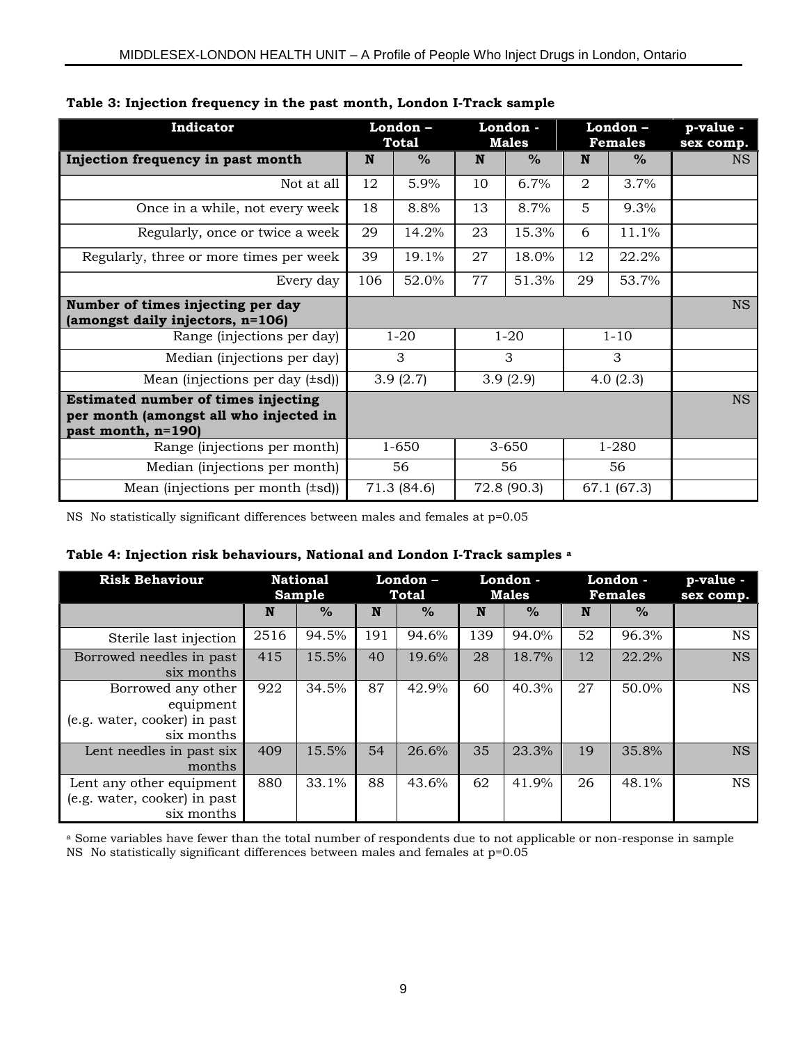**Table 3: Injection frequency in the past month, London I-Track sample**

| Indicator | London – Total | | London - Males | | London – Females | | p-value - sex comp. |
|---|---|---|---|---|---|---|---|
| **Injection frequency in past month** | **N** | **%** | **N** | **%** | **N** | **%** | NS |
| Not at all | 12 | 5.9% | 10 | 6.7% | 2 | 3.7% | |
| Once in a while, not every week | 18 | 8.8% | 13 | 8.7% | 5 | 9.3% | |
| Regularly, once or twice a week | 29 | 14.2% | 23 | 15.3% | 6 | 11.1% | |
| Regularly, three or more times per week | 39 | 19.1% | 27 | 18.0% | 12 | 22.2% | |
| Every day | 106 | 52.0% | 77 | 51.3% | 29 | 53.7% | |
| **Number of times injecting per day (amongst daily injectors, n=106)** | | | | | | | NS |
| Range (injections per day) | 1-20 | | 1-20 | | 1-10 | | |
| Median (injections per day) | 3 | | 3 | | 3 | | |
| Mean (injections per day (±sd)) | 3.9 (2.7) | | 3.9 (2.9) | | 4.0 (2.3) | | |
| **Estimated number of times injecting per month (amongst all who injected in past month, n=190)** | | | | | | | NS |
| Range (injections per month) | 1-650 | | 3-650 | | 1-280 | | |
| Median (injections per month) | 56 | | 56 | | 56 | | |
| Mean (injections per month (±sd)) | 71.3 (84.6) | | 72.8 (90.3) | | 67.1 (67.3) | | |

NS No statistically significant differences between males and females at p=0.05

**Table 4: Injection risk behaviours, National and London I-Track samples [a]**

| Risk Behaviour | National Sample | | London – Total | | London - Males | | London - Females | | p-value - sex comp. |
|---|---|---|---|---|---|---|---|---|---|
| | **N** | **%** | **N** | **%** | **N** | **%** | **N** | **%** | |
| Sterile last injection | 2516 | 94.5% | 191 | 94.6% | 139 | 94.0% | 52 | 96.3% | NS |
| Borrowed needles in past six months | 415 | 15.5% | 40 | 19.6% | 28 | 18.7% | 12 | 22.2% | NS |
| Borrowed any other equipment (e.g. water, cooker) in past six months | 922 | 34.5% | 87 | 42.9% | 60 | 40.3% | 27 | 50.0% | NS |
| Lent needles in past six months | 409 | 15.5% | 54 | 26.6% | 35 | 23.3% | 19 | 35.8% | NS |
| Lent any other equipment (e.g. water, cooker) in past six months | 880 | 33.1% | 88 | 43.6% | 62 | 41.9% | 26 | 48.1% | NS |

[a] Some variables have fewer than the total number of respondents due to not applicable or non-response in sample
NS No statistically significant differences between males and females at p=0.05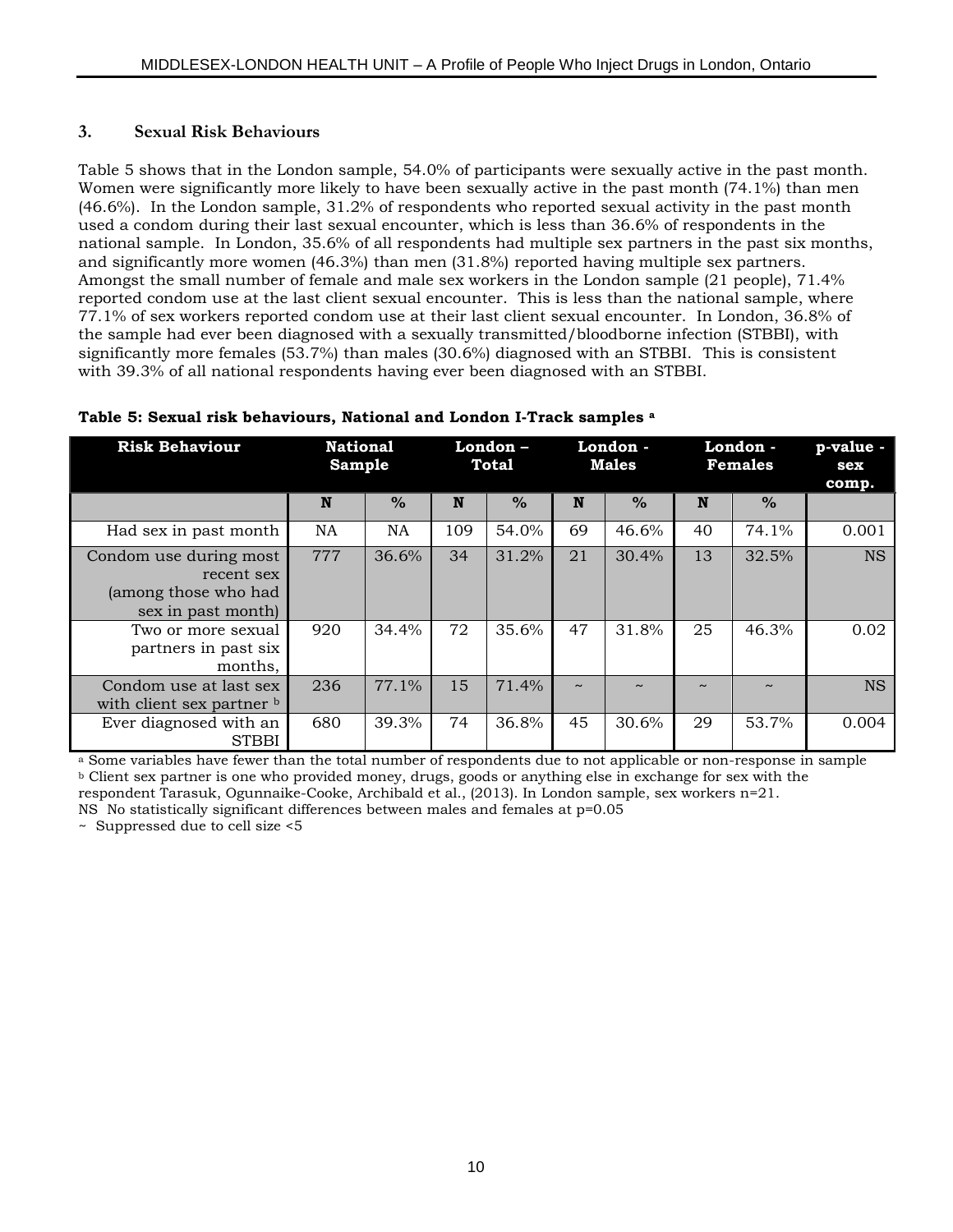### 3. Sexual Risk Behaviours

Table 5 shows that in the London sample, 54.0% of participants were sexually active in the past month. Women were significantly more likely to have been sexually active in the past month (74.1%) than men (46.6%). In the London sample, 31.2% of respondents who reported sexual activity in the past month used a condom during their last sexual encounter, which is less than 36.6% of respondents in the national sample. In London, 35.6% of all respondents had multiple sex partners in the past six months, and significantly more women (46.3%) than men (31.8%) reported having multiple sex partners. Amongst the small number of female and male sex workers in the London sample (21 people), 71.4% reported condom use at the last client sexual encounter. This is less than the national sample, where 77.1% of sex workers reported condom use at their last client sexual encounter. In London, 36.8% of the sample had ever been diagnosed with a sexually transmitted/bloodborne infection (STBBI), with significantly more females (53.7%) than males (30.6%) diagnosed with an STBBI. This is consistent with 39.3% of all national respondents having ever been diagnosed with an STBBI.

**Table 5: Sexual risk behaviours, National and London I-Track samples [a]**

| Risk Behaviour | National Sample | | London – Total | | London - Males | | London - Females | | p-value - sex comp. |
|---|---|---|---|---|---|---|---|---|---|
| | N | % | N | % | N | % | N | % | |
| Had sex in past month | NA | NA | 109 | 54.0% | 69 | 46.6% | 40 | 74.1% | 0.001 |
| Condom use during most recent sex (among those who had sex in past month) | 777 | 36.6% | 34 | 31.2% | 21 | 30.4% | 13 | 32.5% | NS |
| Two or more sexual partners in past six months, | 920 | 34.4% | 72 | 35.6% | 47 | 31.8% | 25 | 46.3% | 0.02 |
| Condom use at last sex with client sex partner [b] | 236 | 77.1% | 15 | 71.4% | ~ | ~ | ~ | ~ | NS |
| Ever diagnosed with an STBBI | 680 | 39.3% | 74 | 36.8% | 45 | 30.6% | 29 | 53.7% | 0.004 |

[a] Some variables have fewer than the total number of respondents due to not applicable or non-response in sample
[b] Client sex partner is one who provided money, drugs, goods or anything else in exchange for sex with the respondent Tarasuk, Ogunnaike-Cooke, Archibald et al., (2013). In London sample, sex workers n=21.
NS No statistically significant differences between males and females at p=0.05
~ Suppressed due to cell size <5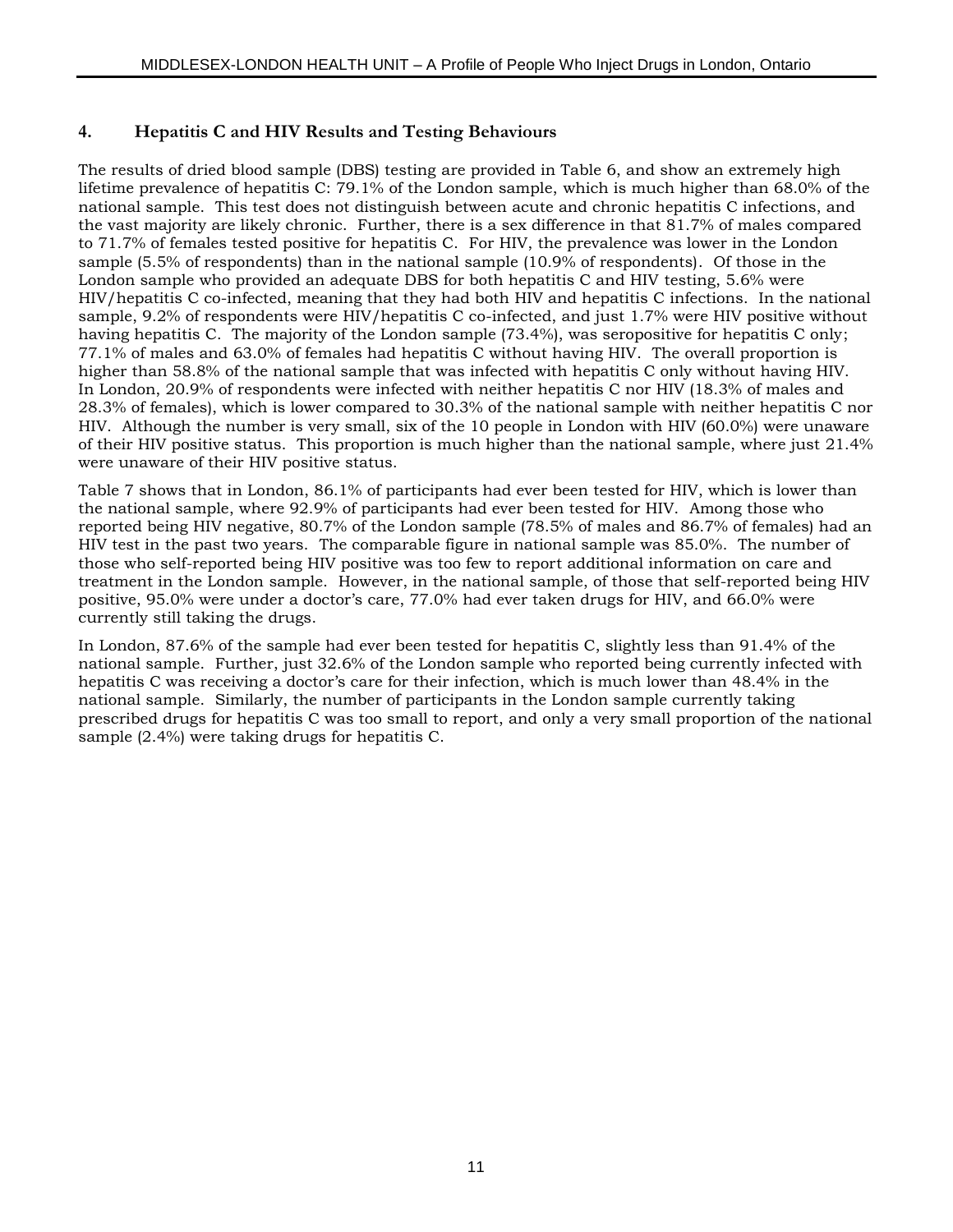## 4. Hepatitis C and HIV Results and Testing Behaviours

The results of dried blood sample (DBS) testing are provided in Table 6, and show an extremely high lifetime prevalence of hepatitis C: 79.1% of the London sample, which is much higher than 68.0% of the national sample. This test does not distinguish between acute and chronic hepatitis C infections, and the vast majority are likely chronic. Further, there is a sex difference in that 81.7% of males compared to 71.7% of females tested positive for hepatitis C. For HIV, the prevalence was lower in the London sample (5.5% of respondents) than in the national sample (10.9% of respondents). Of those in the London sample who provided an adequate DBS for both hepatitis C and HIV testing, 5.6% were HIV/hepatitis C co-infected, meaning that they had both HIV and hepatitis C infections. In the national sample, 9.2% of respondents were HIV/hepatitis C co-infected, and just 1.7% were HIV positive without having hepatitis C. The majority of the London sample (73.4%), was seropositive for hepatitis C only; 77.1% of males and 63.0% of females had hepatitis C without having HIV. The overall proportion is higher than 58.8% of the national sample that was infected with hepatitis C only without having HIV. In London, 20.9% of respondents were infected with neither hepatitis C nor HIV (18.3% of males and 28.3% of females), which is lower compared to 30.3% of the national sample with neither hepatitis C nor HIV. Although the number is very small, six of the 10 people in London with HIV (60.0%) were unaware of their HIV positive status. This proportion is much higher than the national sample, where just 21.4% were unaware of their HIV positive status.

Table 7 shows that in London, 86.1% of participants had ever been tested for HIV, which is lower than the national sample, where 92.9% of participants had ever been tested for HIV. Among those who reported being HIV negative, 80.7% of the London sample (78.5% of males and 86.7% of females) had an HIV test in the past two years. The comparable figure in national sample was 85.0%. The number of those who self-reported being HIV positive was too few to report additional information on care and treatment in the London sample. However, in the national sample, of those that self-reported being HIV positive, 95.0% were under a doctor's care, 77.0% had ever taken drugs for HIV, and 66.0% were currently still taking the drugs.

In London, 87.6% of the sample had ever been tested for hepatitis C, slightly less than 91.4% of the national sample. Further, just 32.6% of the London sample who reported being currently infected with hepatitis C was receiving a doctor's care for their infection, which is much lower than 48.4% in the national sample. Similarly, the number of participants in the London sample currently taking prescribed drugs for hepatitis C was too small to report, and only a very small proportion of the national sample (2.4%) were taking drugs for hepatitis C.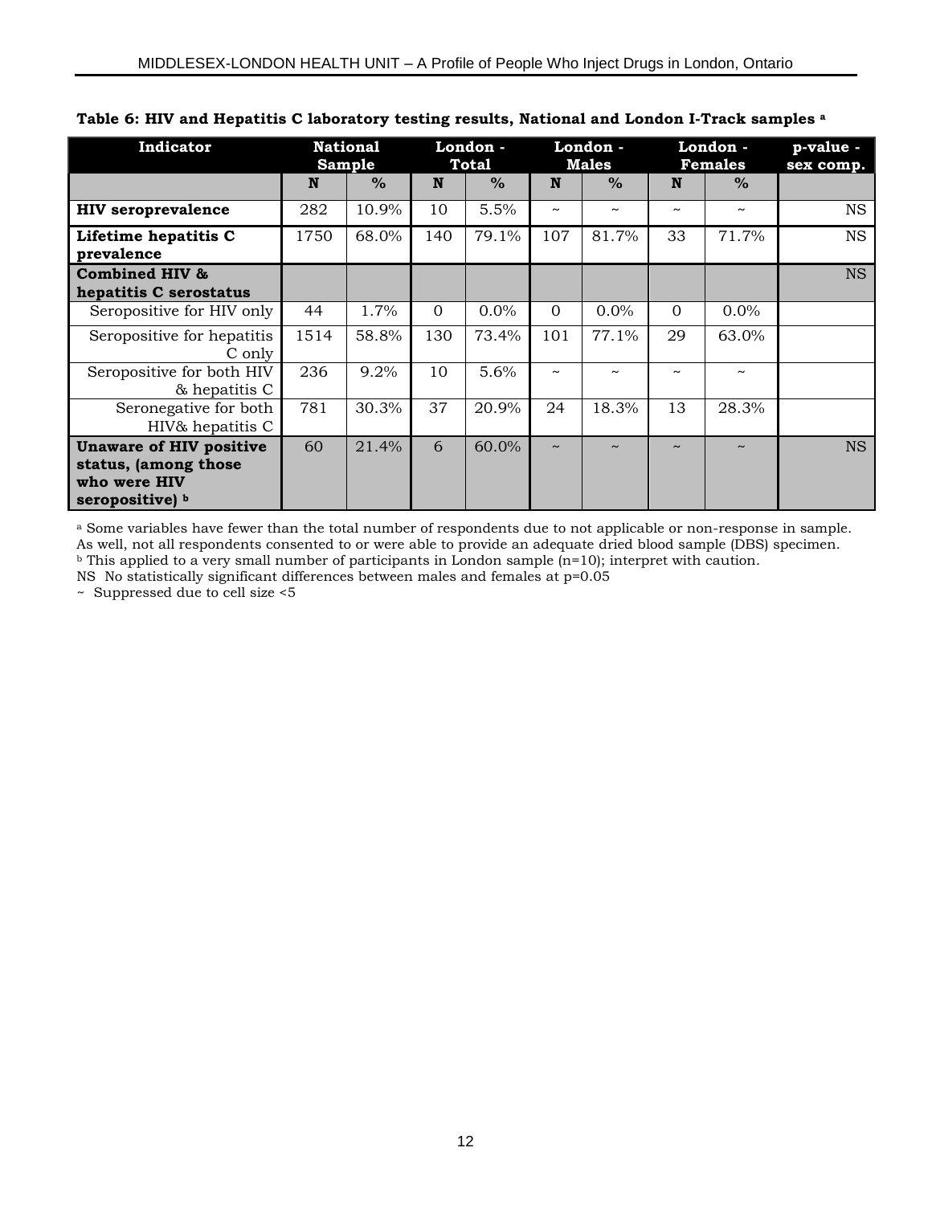**Table 6: HIV and Hepatitis C laboratory testing results, National and London I-Track samples [a]**

| Indicator | National Sample | | London - Total | | London - Males | | London - Females | | p-value - sex comp. |
|---|---|---|---|---|---|---|---|---|---|
| | N | % | N | % | N | % | N | % | |
| **HIV seroprevalence** | 282 | 10.9% | 10 | 5.5% | ~ | ~ | ~ | ~ | NS |
| **Lifetime hepatitis C prevalence** | 1750 | 68.0% | 140 | 79.1% | 107 | 81.7% | 33 | 71.7% | NS |
| **Combined HIV & hepatitis C serostatus** | | | | | | | | | NS |
| Seropositive for HIV only | 44 | 1.7% | 0 | 0.0% | 0 | 0.0% | 0 | 0.0% | |
| Seropositive for hepatitis C only | 1514 | 58.8% | 130 | 73.4% | 101 | 77.1% | 29 | 63.0% | |
| Seropositive for both HIV & hepatitis C | 236 | 9.2% | 10 | 5.6% | ~ | ~ | ~ | ~ | |
| Seronegative for both HIV& hepatitis C | 781 | 30.3% | 37 | 20.9% | 24 | 18.3% | 13 | 28.3% | |
| **Unaware of HIV positive status, (among those who were HIV seropositive) [b]** | 60 | 21.4% | 6 | 60.0% | ~ | ~ | ~ | ~ | NS |

[a] Some variables have fewer than the total number of respondents due to not applicable or non-response in sample. As well, not all respondents consented to or were able to provide an adequate dried blood sample (DBS) specimen.
[b] This applied to a very small number of participants in London sample (n=10); interpret with caution.
NS No statistically significant differences between males and females at p=0.05
~ Suppressed due to cell size <5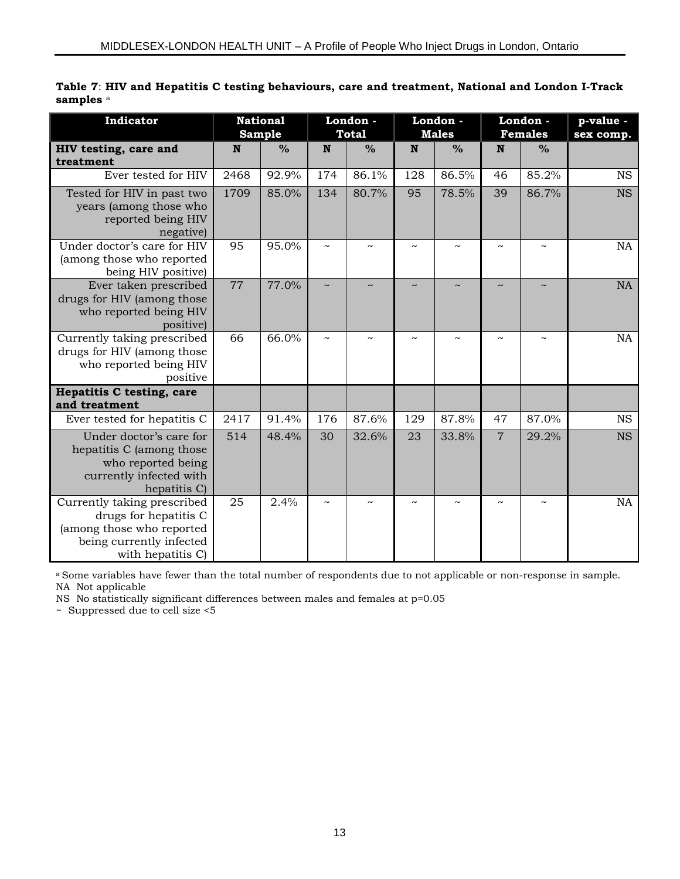**Table 7**: **HIV and Hepatitis C testing behaviours, care and treatment, National and London I-Track samples** [a]

| Indicator | National Sample | | London - Total | | London - Males | | London - Females | | p-value - sex comp. |
|---|---|---|---|---|---|---|---|---|---|
| **HIV testing, care and treatment** | **N** | **%** | **N** | **%** | **N** | **%** | **N** | **%** | |
| Ever tested for HIV | 2468 | 92.9% | 174 | 86.1% | 128 | 86.5% | 46 | 85.2% | NS |
| Tested for HIV in past two years (among those who reported being HIV negative) | 1709 | 85.0% | 134 | 80.7% | 95 | 78.5% | 39 | 86.7% | NS |
| Under doctor's care for HIV (among those who reported being HIV positive) | 95 | 95.0% | ~ | ~ | ~ | ~ | ~ | ~ | NA |
| Ever taken prescribed drugs for HIV (among those who reported being HIV positive) | 77 | 77.0% | ~ | ~ | ~ | ~ | ~ | ~ | NA |
| Currently taking prescribed drugs for HIV (among those who reported being HIV positive | 66 | 66.0% | ~ | ~ | ~ | ~ | ~ | ~ | NA |
| **Hepatitis C testing, care and treatment** | | | | | | | | | |
| Ever tested for hepatitis C | 2417 | 91.4% | 176 | 87.6% | 129 | 87.8% | 47 | 87.0% | NS |
| Under doctor's care for hepatitis C (among those who reported being currently infected with hepatitis C) | 514 | 48.4% | 30 | 32.6% | 23 | 33.8% | 7 | 29.2% | NS |
| Currently taking prescribed drugs for hepatitis C (among those who reported being currently infected with hepatitis C) | 25 | 2.4% | ~ | ~ | ~ | ~ | ~ | ~ | NA |

[a] Some variables have fewer than the total number of respondents due to not applicable or non-response in sample.
NA Not applicable
NS No statistically significant differences between males and females at p=0.05
~ Suppressed due to cell size <5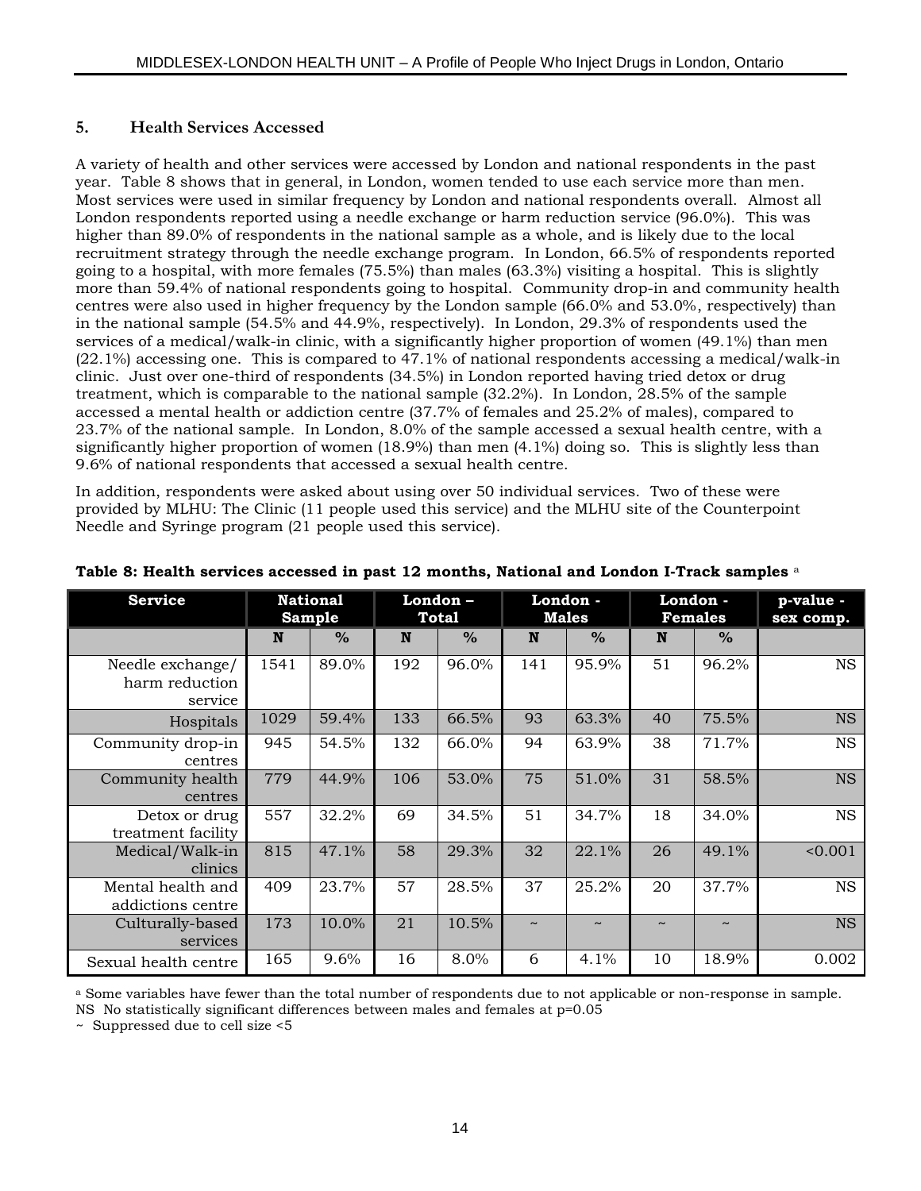## 5. Health Services Accessed

A variety of health and other services were accessed by London and national respondents in the past year. Table 8 shows that in general, in London, women tended to use each service more than men. Most services were used in similar frequency by London and national respondents overall. Almost all London respondents reported using a needle exchange or harm reduction service (96.0%). This was higher than 89.0% of respondents in the national sample as a whole, and is likely due to the local recruitment strategy through the needle exchange program. In London, 66.5% of respondents reported going to a hospital, with more females (75.5%) than males (63.3%) visiting a hospital. This is slightly more than 59.4% of national respondents going to hospital. Community drop-in and community health centres were also used in higher frequency by the London sample (66.0% and 53.0%, respectively) than in the national sample (54.5% and 44.9%, respectively). In London, 29.3% of respondents used the services of a medical/walk-in clinic, with a significantly higher proportion of women (49.1%) than men (22.1%) accessing one. This is compared to 47.1% of national respondents accessing a medical/walk-in clinic. Just over one-third of respondents (34.5%) in London reported having tried detox or drug treatment, which is comparable to the national sample (32.2%). In London, 28.5% of the sample accessed a mental health or addiction centre (37.7% of females and 25.2% of males), compared to 23.7% of the national sample. In London, 8.0% of the sample accessed a sexual health centre, with a significantly higher proportion of women (18.9%) than men (4.1%) doing so. This is slightly less than 9.6% of national respondents that accessed a sexual health centre.

In addition, respondents were asked about using over 50 individual services. Two of these were provided by MLHU: The Clinic (11 people used this service) and the MLHU site of the Counterpoint Needle and Syringe program (21 people used this service).

**Table 8: Health services accessed in past 12 months, National and London I-Track samples** [a]

| Service | National Sample | | London – Total | | London - Males | | London - Females | | p-value - sex comp. |
|---|---|---|---|---|---|---|---|---|---|
| | N | % | N | % | N | % | N | % | |
| Needle exchange/ harm reduction service | 1541 | 89.0% | 192 | 96.0% | 141 | 95.9% | 51 | 96.2% | NS |
| Hospitals | 1029 | 59.4% | 133 | 66.5% | 93 | 63.3% | 40 | 75.5% | NS |
| Community drop-in centres | 945 | 54.5% | 132 | 66.0% | 94 | 63.9% | 38 | 71.7% | NS |
| Community health centres | 779 | 44.9% | 106 | 53.0% | 75 | 51.0% | 31 | 58.5% | NS |
| Detox or drug treatment facility | 557 | 32.2% | 69 | 34.5% | 51 | 34.7% | 18 | 34.0% | NS |
| Medical/Walk-in clinics | 815 | 47.1% | 58 | 29.3% | 32 | 22.1% | 26 | 49.1% | <0.001 |
| Mental health and addictions centre | 409 | 23.7% | 57 | 28.5% | 37 | 25.2% | 20 | 37.7% | NS |
| Culturally-based services | 173 | 10.0% | 21 | 10.5% | ~ | ~ | ~ | ~ | NS |
| Sexual health centre | 165 | 9.6% | 16 | 8.0% | 6 | 4.1% | 10 | 18.9% | 0.002 |

[a] Some variables have fewer than the total number of respondents due to not applicable or non-response in sample.
NS No statistically significant differences between males and females at p=0.05
~ Suppressed due to cell size <5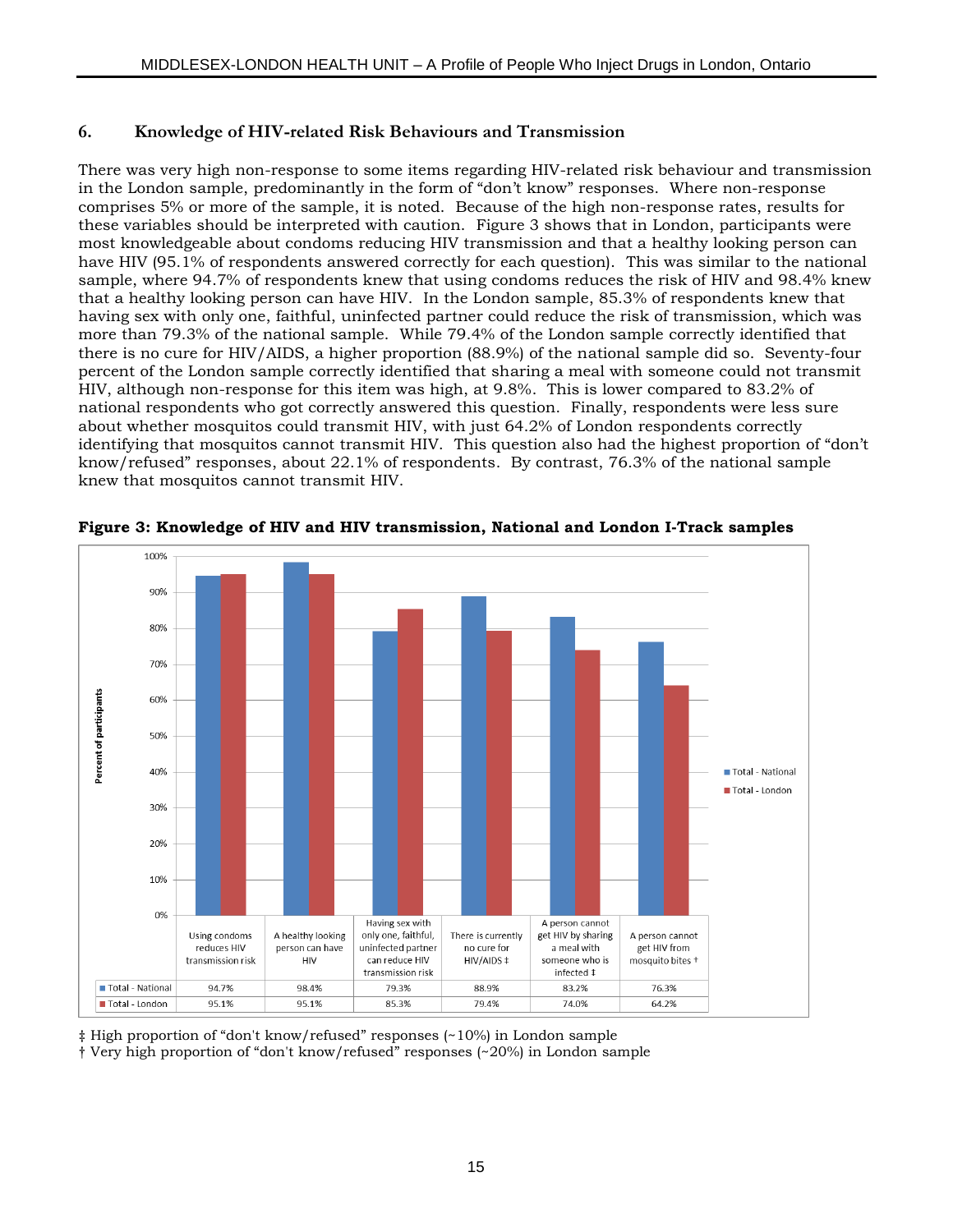## 6. Knowledge of HIV-related Risk Behaviours and Transmission

There was very high non-response to some items regarding HIV-related risk behaviour and transmission in the London sample, predominantly in the form of "don't know" responses. Where non-response comprises 5% or more of the sample, it is noted. Because of the high non-response rates, results for these variables should be interpreted with caution. Figure 3 shows that in London, participants were most knowledgeable about condoms reducing HIV transmission and that a healthy looking person can have HIV (95.1% of respondents answered correctly for each question). This was similar to the national sample, where 94.7% of respondents knew that using condoms reduces the risk of HIV and 98.4% knew that a healthy looking person can have HIV. In the London sample, 85.3% of respondents knew that having sex with only one, faithful, uninfected partner could reduce the risk of transmission, which was more than 79.3% of the national sample. While 79.4% of the London sample correctly identified that there is no cure for HIV/AIDS, a higher proportion (88.9%) of the national sample did so. Seventy-four percent of the London sample correctly identified that sharing a meal with someone could not transmit HIV, although non-response for this item was high, at 9.8%. This is lower compared to 83.2% of national respondents who got correctly answered this question. Finally, respondents were less sure about whether mosquitos could transmit HIV, with just 64.2% of London respondents correctly identifying that mosquitos cannot transmit HIV. This question also had the highest proportion of "don't know/refused" responses, about 22.1% of respondents. By contrast, 76.3% of the national sample knew that mosquitos cannot transmit HIV.

**Figure 3: Knowledge of HIV and HIV transmission, National and London I-Track samples**

| | Using condoms reduces HIV transmission risk | A healthy looking person can have HIV | Having sex with only one, faithful, uninfected partner can reduce HIV transmission risk | There is currently no cure for HIV/AIDS ‡ | A person cannot get HIV by sharing a meal with someone who is infected ‡ | A person cannot get HIV from mosquito bites † |
|---|---|---|---|---|---|---|
| Total - National | 94.7% | 98.4% | 79.3% | 88.9% | 83.2% | 76.3% |
| Total - London | 95.1% | 95.1% | 85.3% | 79.4% | 74.0% | 64.2% |

‡ High proportion of "don't know/refused" responses (~10%) in London sample

† Very high proportion of "don't know/refused" responses (~20%) in London sample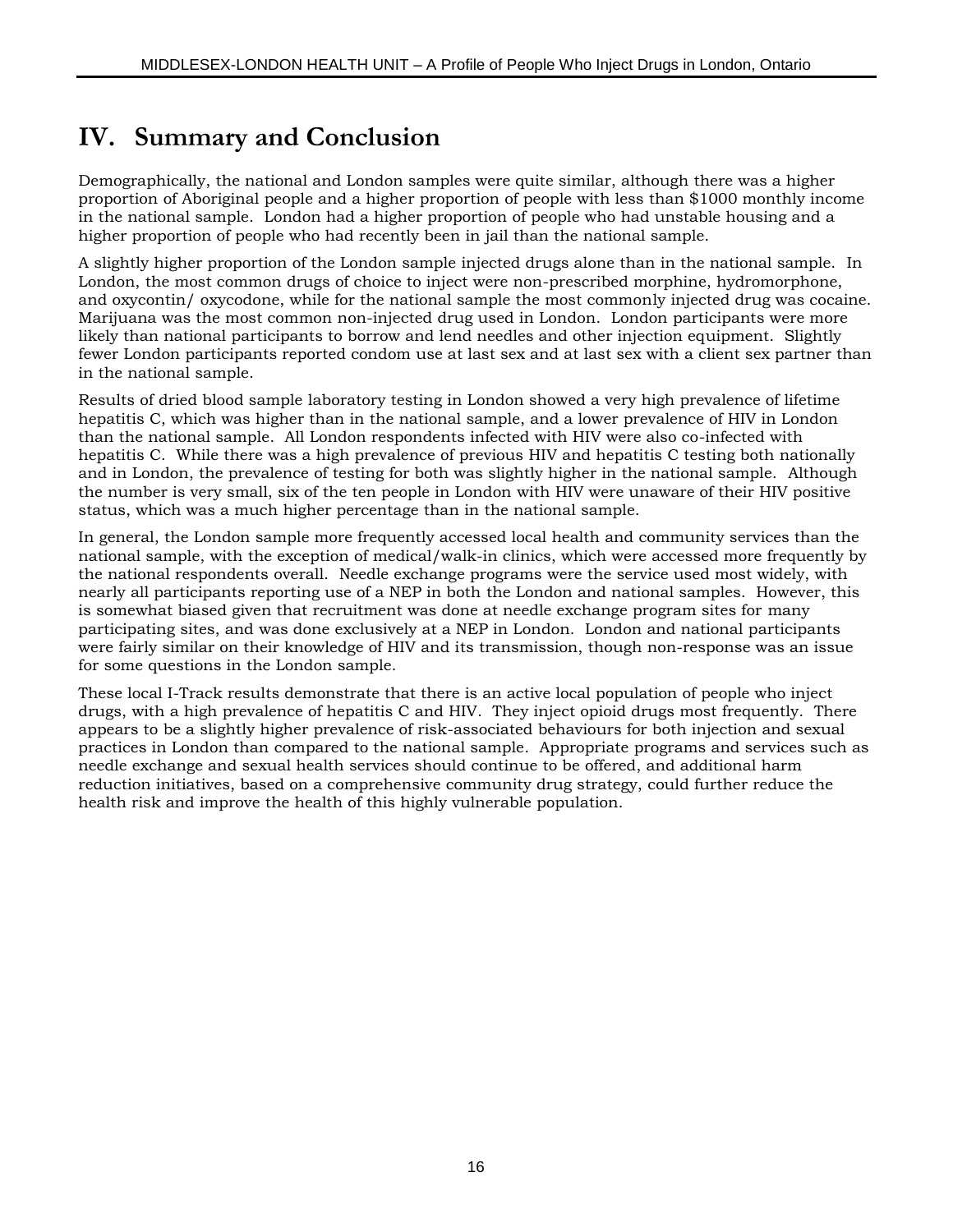# IV. Summary and Conclusion

Demographically, the national and London samples were quite similar, although there was a higher proportion of Aboriginal people and a higher proportion of people with less than $1000 monthly income in the national sample. London had a higher proportion of people who had unstable housing and a higher proportion of people who had recently been in jail than the national sample.

A slightly higher proportion of the London sample injected drugs alone than in the national sample. In London, the most common drugs of choice to inject were non-prescribed morphine, hydromorphone, and oxycontin/ oxycodone, while for the national sample the most commonly injected drug was cocaine. Marijuana was the most common non-injected drug used in London. London participants were more likely than national participants to borrow and lend needles and other injection equipment. Slightly fewer London participants reported condom use at last sex and at last sex with a client sex partner than in the national sample.

Results of dried blood sample laboratory testing in London showed a very high prevalence of lifetime hepatitis C, which was higher than in the national sample, and a lower prevalence of HIV in London than the national sample. All London respondents infected with HIV were also co-infected with hepatitis C. While there was a high prevalence of previous HIV and hepatitis C testing both nationally and in London, the prevalence of testing for both was slightly higher in the national sample. Although the number is very small, six of the ten people in London with HIV were unaware of their HIV positive status, which was a much higher percentage than in the national sample.

In general, the London sample more frequently accessed local health and community services than the national sample, with the exception of medical/walk-in clinics, which were accessed more frequently by the national respondents overall. Needle exchange programs were the service used most widely, with nearly all participants reporting use of a NEP in both the London and national samples. However, this is somewhat biased given that recruitment was done at needle exchange program sites for many participating sites, and was done exclusively at a NEP in London. London and national participants were fairly similar on their knowledge of HIV and its transmission, though non-response was an issue for some questions in the London sample.

These local I-Track results demonstrate that there is an active local population of people who inject drugs, with a high prevalence of hepatitis C and HIV. They inject opioid drugs most frequently. There appears to be a slightly higher prevalence of risk-associated behaviours for both injection and sexual practices in London than compared to the national sample. Appropriate programs and services such as needle exchange and sexual health services should continue to be offered, and additional harm reduction initiatives, based on a comprehensive community drug strategy, could further reduce the health risk and improve the health of this highly vulnerable population.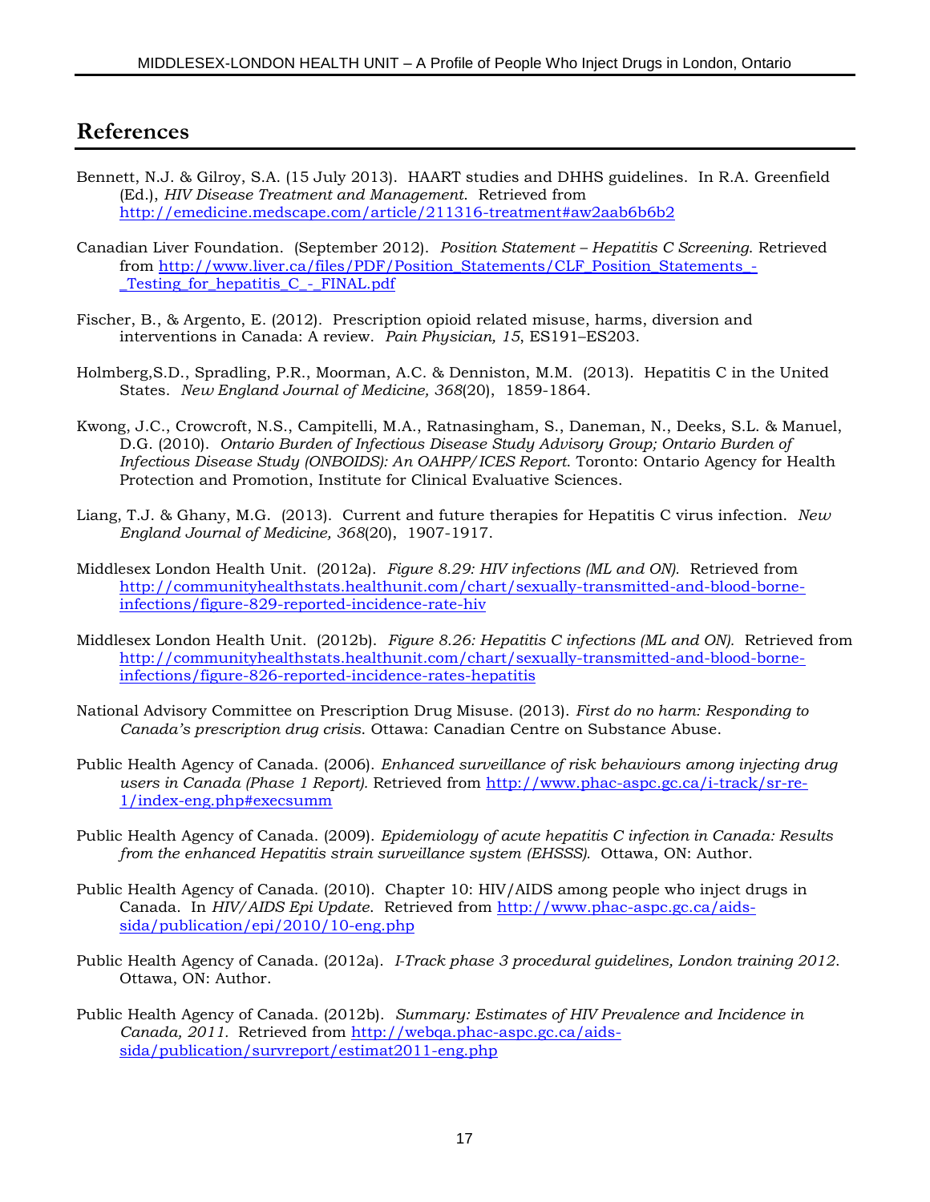## References

Bennett, N.J. & Gilroy, S.A. (15 July 2013). HAART studies and DHHS guidelines. In R.A. Greenfield (Ed.), *HIV Disease Treatment and Management*. Retrieved from http://emedicine.medscape.com/article/211316-treatment#aw2aab6b6b2

Canadian Liver Foundation. (September 2012). *Position Statement – Hepatitis C Screening*. Retrieved from http://www.liver.ca/files/PDF/Position_Statements/CLF_Position_Statements_-_Testing_for_hepatitis_C_-_FINAL.pdf

Fischer, B., & Argento, E. (2012). Prescription opioid related misuse, harms, diversion and interventions in Canada: A review. *Pain Physician, 15*, ES191–ES203.

Holmberg,S.D., Spradling, P.R., Moorman, A.C. & Denniston, M.M. (2013). Hepatitis C in the United States. *New England Journal of Medicine, 368*(20), 1859-1864.

Kwong, J.C., Crowcroft, N.S., Campitelli, M.A., Ratnasingham, S., Daneman, N., Deeks, S.L. & Manuel, D.G. (2010). *Ontario Burden of Infectious Disease Study Advisory Group; Ontario Burden of Infectious Disease Study (ONBOIDS): An OAHPP/ICES Report*. Toronto: Ontario Agency for Health Protection and Promotion, Institute for Clinical Evaluative Sciences.

Liang, T.J. & Ghany, M.G. (2013). Current and future therapies for Hepatitis C virus infection. *New England Journal of Medicine, 368*(20), 1907-1917.

Middlesex London Health Unit. (2012a). *Figure 8.29: HIV infections (ML and ON).* Retrieved from http://communityhealthstats.healthunit.com/chart/sexually-transmitted-and-blood-borne-infections/figure-829-reported-incidence-rate-hiv

Middlesex London Health Unit. (2012b). *Figure 8.26: Hepatitis C infections (ML and ON).* Retrieved from http://communityhealthstats.healthunit.com/chart/sexually-transmitted-and-blood-borne-infections/figure-826-reported-incidence-rates-hepatitis

National Advisory Committee on Prescription Drug Misuse. (2013). *First do no harm: Responding to Canada's prescription drug crisis*. Ottawa: Canadian Centre on Substance Abuse.

Public Health Agency of Canada. (2006). *Enhanced surveillance of risk behaviours among injecting drug users in Canada (Phase 1 Report).* Retrieved from http://www.phac-aspc.gc.ca/i-track/sr-re-1/index-eng.php#execsumm

Public Health Agency of Canada. (2009). *Epidemiology of acute hepatitis C infection in Canada: Results from the enhanced Hepatitis strain surveillance system (EHSSS).* Ottawa, ON: Author.

Public Health Agency of Canada. (2010). Chapter 10: HIV/AIDS among people who inject drugs in Canada. In *HIV/AIDS Epi Update*. Retrieved from http://www.phac-aspc.gc.ca/aids-sida/publication/epi/2010/10-eng.php

Public Health Agency of Canada. (2012a). *I-Track phase 3 procedural guidelines, London training 2012*. Ottawa, ON: Author.

Public Health Agency of Canada. (2012b). *Summary: Estimates of HIV Prevalence and Incidence in Canada, 2011.* Retrieved from http://webqa.phac-aspc.gc.ca/aids-sida/publication/survreport/estimat2011-eng.php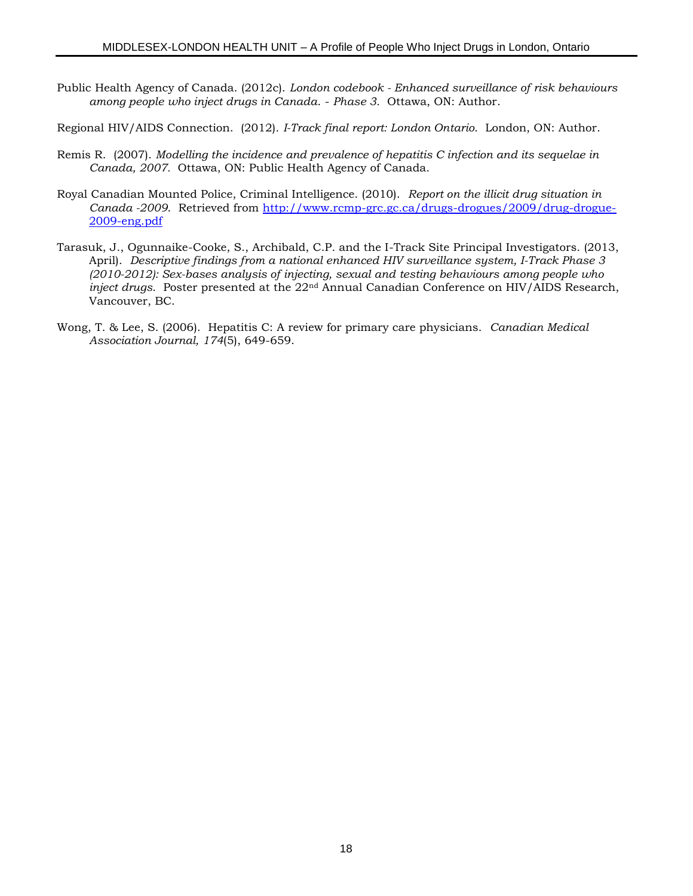Public Health Agency of Canada. (2012c). *London codebook - Enhanced surveillance of risk behaviours among people who inject drugs in Canada. - Phase 3.* Ottawa, ON: Author.

Regional HIV/AIDS Connection. (2012). *I-Track final report: London Ontario*. London, ON: Author.

Remis R. (2007). *Modelling the incidence and prevalence of hepatitis C infection and its sequelae in Canada, 2007*. Ottawa, ON: Public Health Agency of Canada.

Royal Canadian Mounted Police, Criminal Intelligence. (2010). *Report on the illicit drug situation in Canada -2009*. Retrieved from http://www.rcmp-grc.gc.ca/drugs-drogues/2009/drug-drogue-2009-eng.pdf

Tarasuk, J., Ogunnaike-Cooke, S., Archibald, C.P. and the I-Track Site Principal Investigators. (2013, April). *Descriptive findings from a national enhanced HIV surveillance system, I-Track Phase 3 (2010-2012): Sex-bases analysis of injecting, sexual and testing behaviours among people who inject drugs*. Poster presented at the 22nd Annual Canadian Conference on HIV/AIDS Research, Vancouver, BC.

Wong, T. & Lee, S. (2006). Hepatitis C: A review for primary care physicians. *Canadian Medical Association Journal, 174*(5), 649-659.